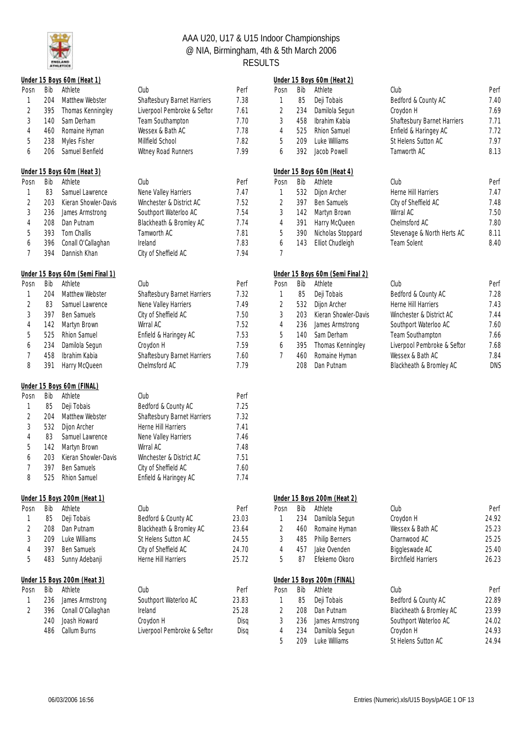# AAA U20, U17 & U15 Indoor Championships

## @ NIA, Birmingham, 4th & 5th March 2006

## RESULTS

### Under 15 Boys 60m (Heat 1)

| Posn | Bib | Athlete | Club | Perf |
|---|---|---|---|---|
| 1 | 204 | Matthew Webster | Shaftesbury Barnet Harriers | 7.38 |
| 2 | 395 | Thomas Kenningley | Liverpool Pembroke & Seftor | 7.61 |
| 3 | 140 | Sam Derham | Team Southampton | 7.70 |
| 4 | 460 | Romaine Hyman | Wessex & Bath AC | 7.78 |
| 5 | 238 | Myles Fisher | Millfield School | 7.82 |
| 6 | 206 | Samuel Benfield | Witney Road Runners | 7.99 |

### Under 15 Boys 60m (Heat 2)

| Posn | Bib | Athlete | Club | Perf |
|---|---|---|---|---|
| 1 | 85 | Deji Tobais | Bedford & County AC | 7.40 |
| 2 | 234 | Damilola Segun | Croydon H | 7.69 |
| 3 | 458 | Ibrahim Kabia | Shaftesbury Barnet Harriers | 7.71 |
| 4 | 525 | Rhion Samuel | Enfield & Haringey AC | 7.72 |
| 5 | 209 | Luke Williams | St Helens Sutton AC | 7.97 |
| 6 | 392 | Jacob Powell | Tamworth AC | 8.13 |

### Under 15 Boys 60m (Heat 3)

| Posn | Bib | Athlete | Club | Perf |
|---|---|---|---|---|
| 1 | 83 | Samuel Lawrence | Nene Valley Harriers | 7.47 |
| 2 | 203 | Kieran Showler-Davis | Winchester & District AC | 7.52 |
| 3 | 236 | James Armstrong | Southport Waterloo AC | 7.54 |
| 4 | 208 | Dan Putnam | Blackheath & Bromley AC | 7.74 |
| 5 | 393 | Tom Challis | Tamworth AC | 7.81 |
| 6 | 396 | Conall O'Callaghan | Ireland | 7.83 |
| 7 | 394 | Dannish Khan | City of Sheffield AC | 7.94 |

### Under 15 Boys 60m (Heat 4)

| Posn | Bib | Athlete | Club | Perf |
|---|---|---|---|---|
| 1 | 532 | Dijon Archer | Herne Hill Harriers | 7.47 |
| 2 | 397 | Ben Samuels | City of Sheffield AC | 7.48 |
| 3 | 142 | Martyn Brown | Wirral AC | 7.50 |
| 4 | 391 | Harry McQueen | Chelmsford AC | 7.80 |
| 5 | 390 | Nicholas Stoppard | Stevenage & North Herts AC | 8.11 |
| 6 | 143 | Elliot Chudleigh | Team Solent | 8.40 |
| 7 | | | | |

### Under 15 Boys 60m (Semi Final 1)

| Posn | Bib | Athlete | Club | Perf |
|---|---|---|---|---|
| 1 | 204 | Matthew Webster | Shaftesbury Barnet Harriers | 7.32 |
| 2 | 83 | Samuel Lawrence | Nene Valley Harriers | 7.49 |
| 3 | 397 | Ben Samuels | City of Sheffield AC | 7.50 |
| 4 | 142 | Martyn Brown | Wirral AC | 7.52 |
| 5 | 525 | Rhion Samuel | Enfield & Haringey AC | 7.53 |
| 6 | 234 | Damilola Segun | Croydon H | 7.59 |
| 7 | 458 | Ibrahim Kabia | Shaftesbury Barnet Harriers | 7.60 |
| 8 | 391 | Harry McQueen | Chelmsford AC | 7.79 |

### Under 15 Boys 60m (Semi Final 2)

| Posn | Bib | Athlete | Club | Perf |
|---|---|---|---|---|
| 1 | 85 | Deji Tobais | Bedford & County AC | 7.28 |
| 2 | 532 | Dijon Archer | Herne Hill Harriers | 7.43 |
| 3 | 203 | Kieran Showler-Davis | Winchester & District AC | 7.44 |
| 4 | 236 | James Armstrong | Southport Waterloo AC | 7.60 |
| 5 | 140 | Sam Derham | Team Southampton | 7.66 |
| 6 | 395 | Thomas Kenningley | Liverpool Pembroke & Seftor | 7.68 |
| 7 | 460 | Romaine Hyman | Wessex & Bath AC | 7.84 |
| | 208 | Dan Putnam | Blackheath & Bromley AC | DNS |

### Under 15 Boys 60m (FINAL)

| Posn | Bib | Athlete | Club | Perf |
|---|---|---|---|---|
| 1 | 85 | Deji Tobais | Bedford & County AC | 7.25 |
| 2 | 204 | Matthew Webster | Shaftesbury Barnet Harriers | 7.32 |
| 3 | 532 | Dijon Archer | Herne Hill Harriers | 7.41 |
| 4 | 83 | Samuel Lawrence | Nene Valley Harriers | 7.46 |
| 5 | 142 | Martyn Brown | Wirral AC | 7.48 |
| 6 | 203 | Kieran Showler-Davis | Winchester & District AC | 7.51 |
| 7 | 397 | Ben Samuels | City of Sheffield AC | 7.60 |
| 8 | 525 | Rhion Samuel | Enfield & Haringey AC | 7.74 |

### Under 15 Boys 200m (Heat 1)

| Posn | Bib | Athlete | Club | Perf |
|---|---|---|---|---|
| 1 | 85 | Deji Tobais | Bedford & County AC | 23.03 |
| 2 | 208 | Dan Putnam | Blackheath & Bromley AC | 23.64 |
| 3 | 209 | Luke Williams | St Helens Sutton AC | 24.55 |
| 4 | 397 | Ben Samuels | City of Sheffield AC | 24.70 |
| 5 | 483 | Sunny Adebanji | Herne Hill Harriers | 25.72 |

### Under 15 Boys 200m (Heat 2)

| Posn | Bib | Athlete | Club | Perf |
|---|---|---|---|---|
| 1 | 234 | Damilola Segun | Croydon H | 24.92 |
| 2 | 460 | Romaine Hyman | Wessex & Bath AC | 25.23 |
| 3 | 485 | Philip Berners | Charnwood AC | 25.25 |
| 4 | 457 | Jake Ovenden | Biggleswade AC | 25.40 |
| 5 | 87 | Efekemo Okoro | Birchfield Harriers | 26.23 |

### Under 15 Boys 200m (Heat 3)

| Posn | Bib | Athlete | Club | Perf |
|---|---|---|---|---|
| 1 | 236 | James Armstrong | Southport Waterloo AC | 23.83 |
| 2 | 396 | Conall O'Callaghan | Ireland | 25.28 |
| | 240 | Joash Howard | Croydon H | Disq |
| | 486 | Callum Burns | Liverpool Pembroke & Seftor | Disq |

### Under 15 Boys 200m (FINAL)

| Posn | Bib | Athlete | Club | Perf |
|---|---|---|---|---|
| 1 | 85 | Deji Tobais | Bedford & County AC | 22.89 |
| 2 | 208 | Dan Putnam | Blackheath & Bromley AC | 23.99 |
| 3 | 236 | James Armstrong | Southport Waterloo AC | 24.02 |
| 4 | 234 | Damilola Segun | Croydon H | 24.93 |
| 5 | 209 | Luke Williams | St Helens Sutton AC | 24.94 |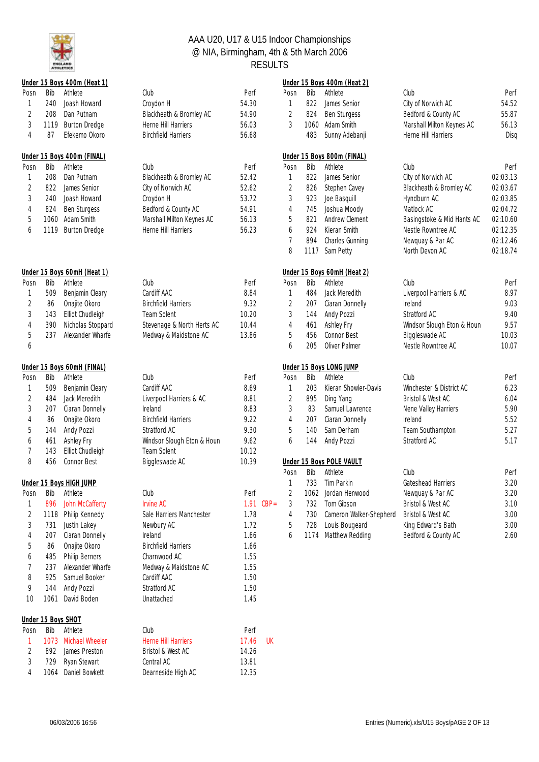# AAA U20, U17 & U15 Indoor Championships
## @ NIA, Birmingham, 4th & 5th March 2006
## RESULTS

### Under 15 Boys 400m (Heat 1)

| Posn | Bib | Athlete | Club | Perf |
|---|---|---|---|---|
| 1 | 240 | Joash Howard | Croydon H | 54.30 |
| 2 | 208 | Dan Putnam | Blackheath & Bromley AC | 54.90 |
| 3 | 1119 | Burton Dredge | Herne Hill Harriers | 56.03 |
| 4 | 87 | Efekemo Okoro | Birchfield Harriers | 56.68 |

### Under 15 Boys 400m (Heat 2)

| Posn | Bib | Athlete | Club | Perf |
|---|---|---|---|---|
| 1 | 822 | James Senior | City of Norwich AC | 54.52 |
| 2 | 824 | Ben Sturgess | Bedford & County AC | 55.87 |
| 3 | 1060 | Adam Smith | Marshall Milton Keynes AC | 56.13 |
| | 483 | Sunny Adebanji | Herne Hill Harriers | Disq |

### Under 15 Boys 400m (FINAL)

| Posn | Bib | Athlete | Club | Perf |
|---|---|---|---|---|
| 1 | 208 | Dan Putnam | Blackheath & Bromley AC | 52.42 |
| 2 | 822 | James Senior | City of Norwich AC | 52.62 |
| 3 | 240 | Joash Howard | Croydon H | 53.72 |
| 4 | 824 | Ben Sturgess | Bedford & County AC | 54.91 |
| 5 | 1060 | Adam Smith | Marshall Milton Keynes AC | 56.13 |
| 6 | 1119 | Burton Dredge | Herne Hill Harriers | 56.23 |

### Under 15 Boys 800m (FINAL)

| Posn | Bib | Athlete | Club | Perf |
|---|---|---|---|---|
| 1 | 822 | James Senior | City of Norwich AC | 02:03.13 |
| 2 | 826 | Stephen Cavey | Blackheath & Bromley AC | 02:03.67 |
| 3 | 923 | Joe Basquill | Hyndburn AC | 02:03.85 |
| 4 | 745 | Joshua Moody | Matlock AC | 02:04.72 |
| 5 | 821 | Andrew Clement | Basingstoke & Mid Hants AC | 02:10.60 |
| 6 | 924 | Kieran Smith | Nestle Rowntree AC | 02:12.35 |
| 7 | 894 | Charles Gunning | Newquay & Par AC | 02:12.46 |
| 8 | 1117 | Sam Petty | North Devon AC | 02:18.74 |

### Under 15 Boys 60mH (Heat 1)

| Posn | Bib | Athlete | Club | Perf |
|---|---|---|---|---|
| 1 | 509 | Benjamin Cleary | Cardiff AAC | 8.84 |
| 2 | 86 | Onajite Okoro | Birchfield Harriers | 9.32 |
| 3 | 143 | Elliot Chudleigh | Team Solent | 10.20 |
| 4 | 390 | Nicholas Stoppard | Stevenage & North Herts AC | 10.44 |
| 5 | 237 | Alexander Wharfe | Medway & Maidstone AC | 13.86 |
| 6 | | | | |

### Under 15 Boys 60mH (Heat 2)

| Posn | Bib | Athlete | Club | Perf |
|---|---|---|---|---|
| 1 | 484 | Jack Meredith | Liverpool Harriers & AC | 8.97 |
| 2 | 207 | Ciaran Donnelly | Ireland | 9.03 |
| 3 | 144 | Andy Pozzi | Stratford AC | 9.40 |
| 4 | 461 | Ashley Fry | Windsor Slough Eton & Houn | 9.57 |
| 5 | 456 | Connor Best | Biggleswade AC | 10.03 |
| 6 | 205 | Oliver Palmer | Nestle Rowntree AC | 10.07 |

### Under 15 Boys 60mH (FINAL)

| Posn | Bib | Athlete | Club | Perf |
|---|---|---|---|---|
| 1 | 509 | Benjamin Cleary | Cardiff AAC | 8.69 |
| 2 | 484 | Jack Meredith | Liverpool Harriers & AC | 8.81 |
| 3 | 207 | Ciaran Donnelly | Ireland | 8.83 |
| 4 | 86 | Onajite Okoro | Birchfield Harriers | 9.22 |
| 5 | 144 | Andy Pozzi | Stratford AC | 9.30 |
| 6 | 461 | Ashley Fry | Windsor Slough Eton & Houn | 9.62 |
| 7 | 143 | Elliot Chudleigh | Team Solent | 10.12 |
| 8 | 456 | Connor Best | Biggleswade AC | 10.39 |

### Under 15 Boys LONG JUMP

| Posn | Bib | Athlete | Club | Perf |
|---|---|---|---|---|
| 1 | 203 | Kieran Showler-Davis | Winchester & District AC | 6.23 |
| 2 | 895 | Ding Yang | Bristol & West AC | 6.04 |
| 3 | 83 | Samuel Lawrence | Nene Valley Harriers | 5.90 |
| 4 | 207 | Ciaran Donnelly | Ireland | 5.52 |
| 5 | 140 | Sam Derham | Team Southampton | 5.27 |
| 6 | 144 | Andy Pozzi | Stratford AC | 5.17 |

### Under 15 Boys POLE VAULT

| Posn | Bib | Athlete | Club | Perf |
|---|---|---|---|---|
| 1 | 733 | Tim Parkin | Gateshead Harriers | 3.20 |
| 2 | 1062 | Jordan Henwood | Newquay & Par AC | 3.20 |
| 3 | 732 | Tom Gibson | Bristol & West AC | 3.10 |
| 4 | 730 | Cameron Walker-Shepherd | Bristol & West AC | 3.00 |
| 5 | 728 | Louis Bougeard | King Edward's Bath | 3.00 |
| 6 | 1174 | Matthew Redding | Bedford & County AC | 2.60 |

### Under 15 Boys HIGH JUMP

| Posn | Bib | Athlete | Club | Perf | |
|---|---|---|---|---|---|
| 1 | 896 | John McCafferty | Irvine AC | 1.91 | CBP= |
| 2 | 1118 | Philip Kennedy | Sale Harriers Manchester | 1.78 | |
| 3 | 731 | Justin Lakey | Newbury AC | 1.72 | |
| 4 | 207 | Ciaran Donnelly | Ireland | 1.66 | |
| 5 | 86 | Onajite Okoro | Birchfield Harriers | 1.66 | |
| 6 | 485 | Philip Berners | Charnwood AC | 1.55 | |
| 7 | 237 | Alexander Wharfe | Medway & Maidstone AC | 1.55 | |
| 8 | 925 | Samuel Booker | Cardiff AAC | 1.50 | |
| 9 | 144 | Andy Pozzi | Stratford AC | 1.50 | |
| 10 | 1061 | David Boden | Unattached | 1.45 | |

### Under 15 Boys SHOT

| Posn | Bib | Athlete | Club | Perf | |
|---|---|---|---|---|---|
| 1 | 1073 | Michael Wheeler | Herne Hill Harriers | 17.46 | UK |
| 2 | 892 | James Preston | Bristol & West AC | 14.26 | |
| 3 | 729 | Ryan Stewart | Central AC | 13.81 | |
| 4 | 1064 | Daniel Bowkett | Dearneside High AC | 12.35 | |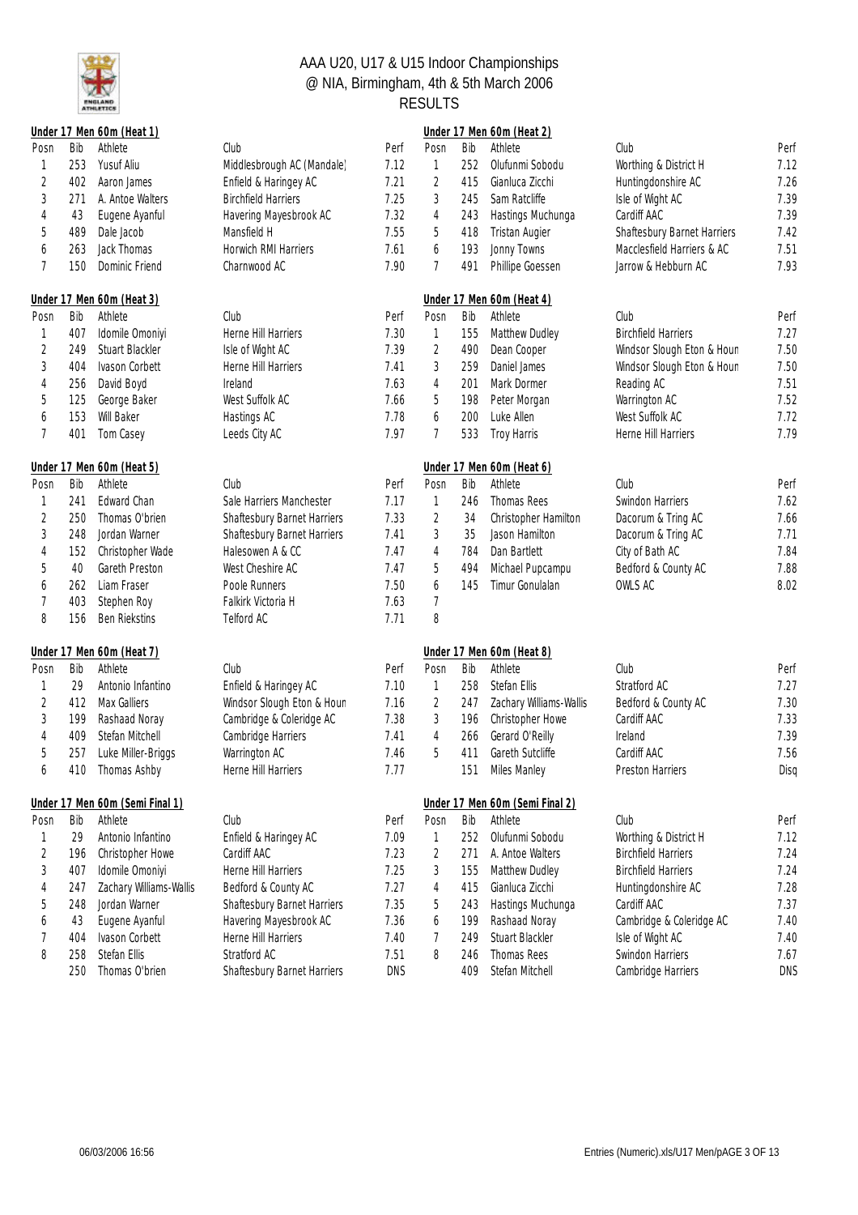# AAA U20, U17 & U15 Indoor Championships
## @ NIA, Birmingham, 4th & 5th March 2006
## RESULTS

### Under 17 Men 60m (Heat 1)

| Posn | Bib | Athlete | Club | Perf |
|---|---|---|---|---|
| 1 | 253 | Yusuf Aliu | Middlesbrough AC (Mandale) | 7.12 |
| 2 | 402 | Aaron James | Enfield & Haringey AC | 7.21 |
| 3 | 271 | A. Antoe Walters | Birchfield Harriers | 7.25 |
| 4 | 43 | Eugene Ayanful | Havering Mayesbrook AC | 7.32 |
| 5 | 489 | Dale Jacob | Mansfield H | 7.55 |
| 6 | 263 | Jack Thomas | Horwich RMI Harriers | 7.61 |
| 7 | 150 | Dominic Friend | Charnwood AC | 7.90 |

### Under 17 Men 60m (Heat 2)

| Posn | Bib | Athlete | Club | Perf |
|---|---|---|---|---|
| 1 | 252 | Olufunmi Sobodu | Worthing & District H | 7.12 |
| 2 | 415 | Gianluca Zicchi | Huntingdonshire AC | 7.26 |
| 3 | 245 | Sam Ratcliffe | Isle of Wight AC | 7.39 |
| 4 | 243 | Hastings Muchunga | Cardiff AAC | 7.39 |
| 5 | 418 | Tristan Augier | Shaftesbury Barnet Harriers | 7.42 |
| 6 | 193 | Jonny Towns | Macclesfield Harriers & AC | 7.51 |
| 7 | 491 | Phillipe Goessen | Jarrow & Hebburn AC | 7.93 |

### Under 17 Men 60m (Heat 3)

| Posn | Bib | Athlete | Club | Perf |
|---|---|---|---|---|
| 1 | 407 | Idomile Omoniyi | Herne Hill Harriers | 7.30 |
| 2 | 249 | Stuart Blackler | Isle of Wight AC | 7.39 |
| 3 | 404 | Ivason Corbett | Herne Hill Harriers | 7.41 |
| 4 | 256 | David Boyd | Ireland | 7.63 |
| 5 | 125 | George Baker | West Suffolk AC | 7.66 |
| 6 | 153 | Will Baker | Hastings AC | 7.78 |
| 7 | 401 | Tom Casey | Leeds City AC | 7.97 |

### Under 17 Men 60m (Heat 4)

| Posn | Bib | Athlete | Club | Perf |
|---|---|---|---|---|
| 1 | 155 | Matthew Dudley | Birchfield Harriers | 7.27 |
| 2 | 490 | Dean Cooper | Windsor Slough Eton & Houn | 7.50 |
| 3 | 259 | Daniel James | Windsor Slough Eton & Houn | 7.50 |
| 4 | 201 | Mark Dormer | Reading AC | 7.51 |
| 5 | 198 | Peter Morgan | Warrington AC | 7.52 |
| 6 | 200 | Luke Allen | West Suffolk AC | 7.72 |
| 7 | 533 | Troy Harris | Herne Hill Harriers | 7.79 |

### Under 17 Men 60m (Heat 5)

| Posn | Bib | Athlete | Club | Perf |
|---|---|---|---|---|
| 1 | 241 | Edward Chan | Sale Harriers Manchester | 7.17 |
| 2 | 250 | Thomas O'brien | Shaftesbury Barnet Harriers | 7.33 |
| 3 | 248 | Jordan Warner | Shaftesbury Barnet Harriers | 7.41 |
| 4 | 152 | Christopher Wade | Halesowen A & CC | 7.47 |
| 5 | 40 | Gareth Preston | West Cheshire AC | 7.47 |
| 6 | 262 | Liam Fraser | Poole Runners | 7.50 |
| 7 | 403 | Stephen Roy | Falkirk Victoria H | 7.63 |
| 8 | 156 | Ben Riekstins | Telford AC | 7.71 |

### Under 17 Men 60m (Heat 6)

| Posn | Bib | Athlete | Club | Perf |
|---|---|---|---|---|
| 1 | 246 | Thomas Rees | Swindon Harriers | 7.62 |
| 2 | 34 | Christopher Hamilton | Dacorum & Tring AC | 7.66 |
| 3 | 35 | Jason Hamilton | Dacorum & Tring AC | 7.71 |
| 4 | 784 | Dan Bartlett | City of Bath AC | 7.84 |
| 5 | 494 | Michael Pupcampu | Bedford & County AC | 7.88 |
| 6 | 145 | Timur Gonulalan | OWLS AC | 8.02 |
| 7 | | | | |
| 8 | | | | |

### Under 17 Men 60m (Heat 7)

| Posn | Bib | Athlete | Club | Perf |
|---|---|---|---|---|
| 1 | 29 | Antonio Infantino | Enfield & Haringey AC | 7.10 |
| 2 | 412 | Max Galliers | Windsor Slough Eton & Houn | 7.16 |
| 3 | 199 | Rashaad Noray | Cambridge & Coleridge AC | 7.38 |
| 4 | 409 | Stefan Mitchell | Cambridge Harriers | 7.41 |
| 5 | 257 | Luke Miller-Briggs | Warrington AC | 7.46 |
| 6 | 410 | Thomas Ashby | Herne Hill Harriers | 7.77 |

### Under 17 Men 60m (Heat 8)

| Posn | Bib | Athlete | Club | Perf |
|---|---|---|---|---|
| 1 | 258 | Stefan Ellis | Stratford AC | 7.27 |
| 2 | 247 | Zachary Williams-Wallis | Bedford & County AC | 7.30 |
| 3 | 196 | Christopher Howe | Cardiff AAC | 7.33 |
| 4 | 266 | Gerard O'Reilly | Ireland | 7.39 |
| 5 | 411 | Gareth Sutcliffe | Cardiff AAC | 7.56 |
| | 151 | Miles Manley | Preston Harriers | Disq |

### Under 17 Men 60m (Semi Final 1)

| Posn | Bib | Athlete | Club | Perf |
|---|---|---|---|---|
| 1 | 29 | Antonio Infantino | Enfield & Haringey AC | 7.09 |
| 2 | 196 | Christopher Howe | Cardiff AAC | 7.23 |
| 3 | 407 | Idomile Omoniyi | Herne Hill Harriers | 7.25 |
| 4 | 247 | Zachary Williams-Wallis | Bedford & County AC | 7.27 |
| 5 | 248 | Jordan Warner | Shaftesbury Barnet Harriers | 7.35 |
| 6 | 43 | Eugene Ayanful | Havering Mayesbrook AC | 7.36 |
| 7 | 404 | Ivason Corbett | Herne Hill Harriers | 7.40 |
| 8 | 258 | Stefan Ellis | Stratford AC | 7.51 |
| | 250 | Thomas O'brien | Shaftesbury Barnet Harriers | DNS |

### Under 17 Men 60m (Semi Final 2)

| Posn | Bib | Athlete | Club | Perf |
|---|---|---|---|---|
| 1 | 252 | Olufunmi Sobodu | Worthing & District H | 7.12 |
| 2 | 271 | A. Antoe Walters | Birchfield Harriers | 7.24 |
| 3 | 155 | Matthew Dudley | Birchfield Harriers | 7.24 |
| 4 | 415 | Gianluca Zicchi | Huntingdonshire AC | 7.28 |
| 5 | 243 | Hastings Muchunga | Cardiff AAC | 7.37 |
| 6 | 199 | Rashaad Noray | Cambridge & Coleridge AC | 7.40 |
| 7 | 249 | Stuart Blackler | Isle of Wight AC | 7.40 |
| 8 | 246 | Thomas Rees | Swindon Harriers | 7.67 |
| | 409 | Stefan Mitchell | Cambridge Harriers | DNS |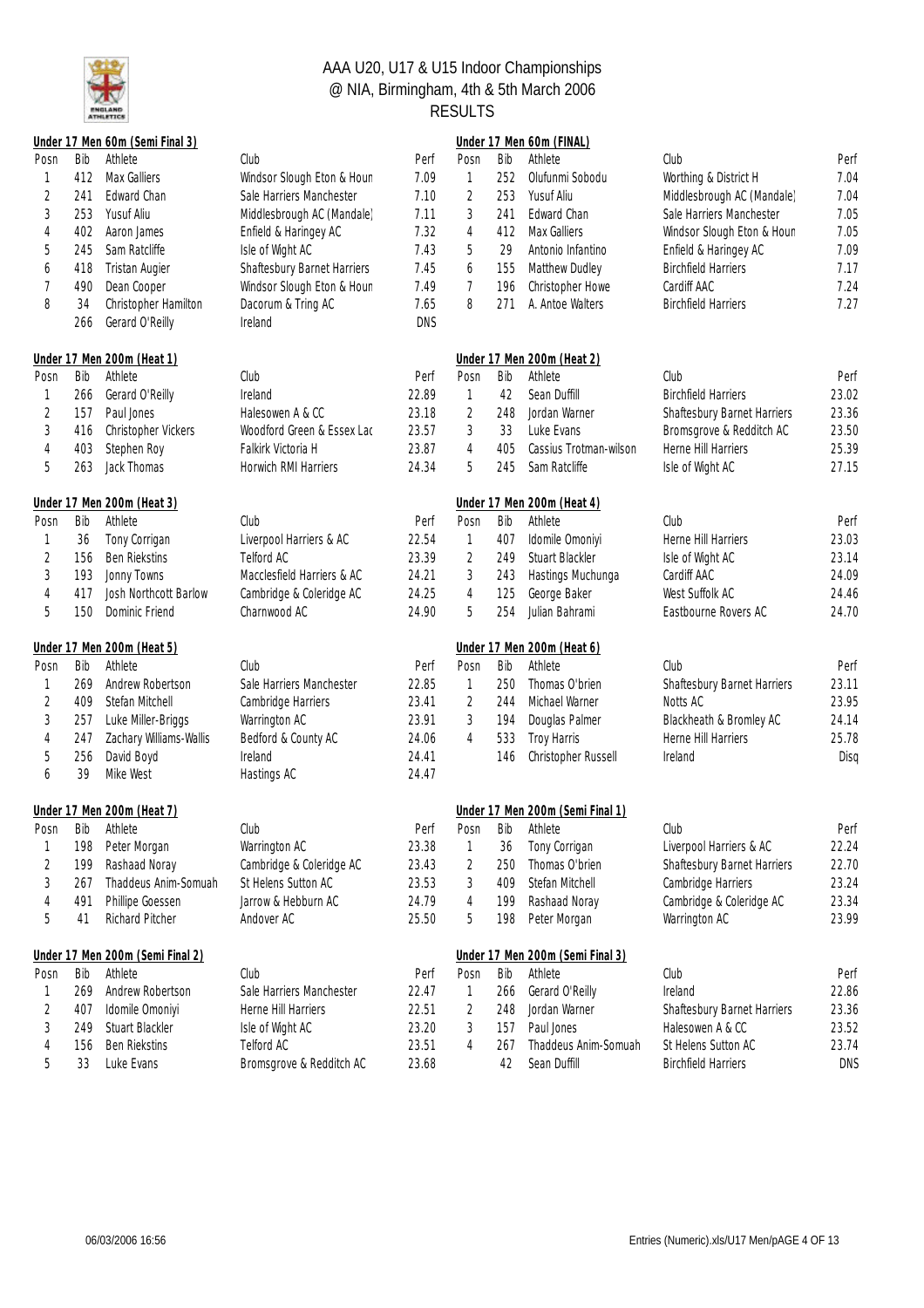# AAA U20, U17 & U15 Indoor Championships
## @ NIA, Birmingham, 4th & 5th March 2006
## RESULTS

### Under 17 Men 60m (Semi Final 3)

| Posn | Bib | Athlete | Club | Perf |
|---|---|---|---|---|
| 1 | 412 | Max Galliers | Windsor Slough Eton & Houn | 7.09 |
| 2 | 241 | Edward Chan | Sale Harriers Manchester | 7.10 |
| 3 | 253 | Yusuf Aliu | Middlesbrough AC (Mandale) | 7.11 |
| 4 | 402 | Aaron James | Enfield & Haringey AC | 7.32 |
| 5 | 245 | Sam Ratcliffe | Isle of Wight AC | 7.43 |
| 6 | 418 | Tristan Augier | Shaftesbury Barnet Harriers | 7.45 |
| 7 | 490 | Dean Cooper | Windsor Slough Eton & Houn | 7.49 |
| 8 | 34 | Christopher Hamilton | Dacorum & Tring AC | 7.65 |
| | 266 | Gerard O'Reilly | Ireland | DNS |

### Under 17 Men 60m (FINAL)

| Posn | Bib | Athlete | Club | Perf |
|---|---|---|---|---|
| 1 | 252 | Olufunmi Sobodu | Worthing & District H | 7.04 |
| 2 | 253 | Yusuf Aliu | Middlesbrough AC (Mandale) | 7.04 |
| 3 | 241 | Edward Chan | Sale Harriers Manchester | 7.05 |
| 4 | 412 | Max Galliers | Windsor Slough Eton & Houn | 7.05 |
| 5 | 29 | Antonio Infantino | Enfield & Haringey AC | 7.09 |
| 6 | 155 | Matthew Dudley | Birchfield Harriers | 7.17 |
| 7 | 196 | Christopher Howe | Cardiff AAC | 7.24 |
| 8 | 271 | A. Antoe Walters | Birchfield Harriers | 7.27 |

### Under 17 Men 200m (Heat 1)

| Posn | Bib | Athlete | Club | Perf |
|---|---|---|---|---|
| 1 | 266 | Gerard O'Reilly | Ireland | 22.89 |
| 2 | 157 | Paul Jones | Halesowen A & CC | 23.18 |
| 3 | 416 | Christopher Vickers | Woodford Green & Essex Lad | 23.57 |
| 4 | 403 | Stephen Roy | Falkirk Victoria H | 23.87 |
| 5 | 263 | Jack Thomas | Horwich RMI Harriers | 24.34 |

### Under 17 Men 200m (Heat 2)

| Posn | Bib | Athlete | Club | Perf |
|---|---|---|---|---|
| 1 | 42 | Sean Duffill | Birchfield Harriers | 23.02 |
| 2 | 248 | Jordan Warner | Shaftesbury Barnet Harriers | 23.36 |
| 3 | 33 | Luke Evans | Bromsgrove & Redditch AC | 23.50 |
| 4 | 405 | Cassius Trotman-wilson | Herne Hill Harriers | 25.39 |
| 5 | 245 | Sam Ratcliffe | Isle of Wight AC | 27.15 |

### Under 17 Men 200m (Heat 3)

| Posn | Bib | Athlete | Club | Perf |
|---|---|---|---|---|
| 1 | 36 | Tony Corrigan | Liverpool Harriers & AC | 22.54 |
| 2 | 156 | Ben Riekstins | Telford AC | 23.39 |
| 3 | 193 | Jonny Towns | Macclesfield Harriers & AC | 24.21 |
| 4 | 417 | Josh Northcott Barlow | Cambridge & Coleridge AC | 24.25 |
| 5 | 150 | Dominic Friend | Charnwood AC | 24.90 |

### Under 17 Men 200m (Heat 4)

| Posn | Bib | Athlete | Club | Perf |
|---|---|---|---|---|
| 1 | 407 | Idomile Omoniyi | Herne Hill Harriers | 23.03 |
| 2 | 249 | Stuart Blackler | Isle of Wight AC | 23.14 |
| 3 | 243 | Hastings Muchunga | Cardiff AAC | 24.09 |
| 4 | 125 | George Baker | West Suffolk AC | 24.46 |
| 5 | 254 | Julian Bahrami | Eastbourne Rovers AC | 24.70 |

### Under 17 Men 200m (Heat 5)

| Posn | Bib | Athlete | Club | Perf |
|---|---|---|---|---|
| 1 | 269 | Andrew Robertson | Sale Harriers Manchester | 22.85 |
| 2 | 409 | Stefan Mitchell | Cambridge Harriers | 23.41 |
| 3 | 257 | Luke Miller-Briggs | Warrington AC | 23.91 |
| 4 | 247 | Zachary Williams-Wallis | Bedford & County AC | 24.06 |
| 5 | 256 | David Boyd | Ireland | 24.41 |
| 6 | 39 | Mike West | Hastings AC | 24.47 |

### Under 17 Men 200m (Heat 6)

| Posn | Bib | Athlete | Club | Perf |
|---|---|---|---|---|
| 1 | 250 | Thomas O'brien | Shaftesbury Barnet Harriers | 23.11 |
| 2 | 244 | Michael Warner | Notts AC | 23.95 |
| 3 | 194 | Douglas Palmer | Blackheath & Bromley AC | 24.14 |
| 4 | 533 | Troy Harris | Herne Hill Harriers | 25.78 |
| | 146 | Christopher Russell | Ireland | Disq |

### Under 17 Men 200m (Heat 7)

| Posn | Bib | Athlete | Club | Perf |
|---|---|---|---|---|
| 1 | 198 | Peter Morgan | Warrington AC | 23.38 |
| 2 | 199 | Rashaad Noray | Cambridge & Coleridge AC | 23.43 |
| 3 | 267 | Thaddeus Anim-Somuah | St Helens Sutton AC | 23.53 |
| 4 | 491 | Phillipe Goessen | Jarrow & Hebburn AC | 24.79 |
| 5 | 41 | Richard Pitcher | Andover AC | 25.50 |

### Under 17 Men 200m (Semi Final 1)

| Posn | Bib | Athlete | Club | Perf |
|---|---|---|---|---|
| 1 | 36 | Tony Corrigan | Liverpool Harriers & AC | 22.24 |
| 2 | 250 | Thomas O'brien | Shaftesbury Barnet Harriers | 22.70 |
| 3 | 409 | Stefan Mitchell | Cambridge Harriers | 23.24 |
| 4 | 199 | Rashaad Noray | Cambridge & Coleridge AC | 23.34 |
| 5 | 198 | Peter Morgan | Warrington AC | 23.99 |

### Under 17 Men 200m (Semi Final 2)

| Posn | Bib | Athlete | Club | Perf |
|---|---|---|---|---|
| 1 | 269 | Andrew Robertson | Sale Harriers Manchester | 22.47 |
| 2 | 407 | Idomile Omoniyi | Herne Hill Harriers | 22.51 |
| 3 | 249 | Stuart Blackler | Isle of Wight AC | 23.20 |
| 4 | 156 | Ben Riekstins | Telford AC | 23.51 |
| 5 | 33 | Luke Evans | Bromsgrove & Redditch AC | 23.68 |

### Under 17 Men 200m (Semi Final 3)

| Posn | Bib | Athlete | Club | Perf |
|---|---|---|---|---|
| 1 | 266 | Gerard O'Reilly | Ireland | 22.86 |
| 2 | 248 | Jordan Warner | Shaftesbury Barnet Harriers | 23.36 |
| 3 | 157 | Paul Jones | Halesowen A & CC | 23.52 |
| 4 | 267 | Thaddeus Anim-Somuah | St Helens Sutton AC | 23.74 |
| | 42 | Sean Duffill | Birchfield Harriers | DNS |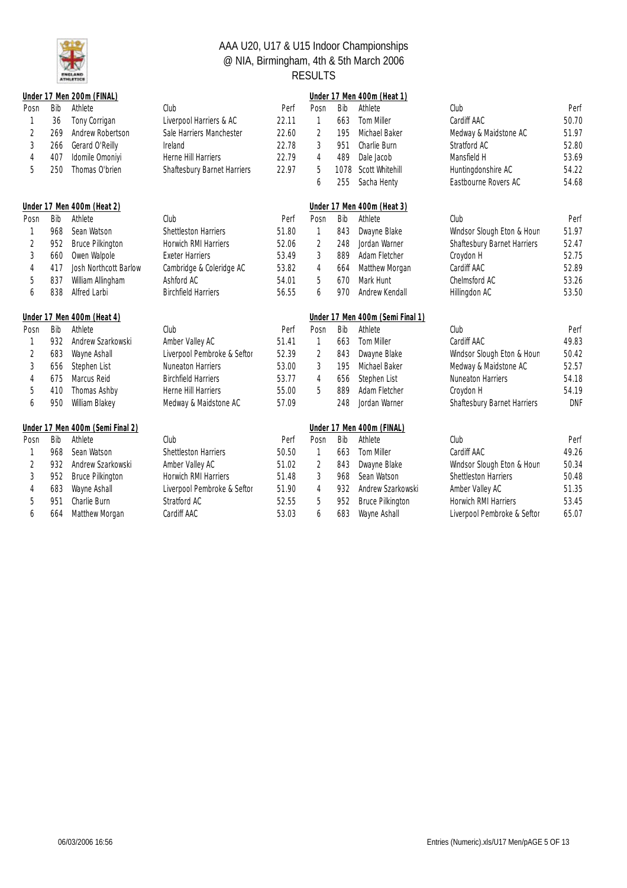# AAA U20, U17 & U15 Indoor Championships
## @ NIA, Birmingham, 4th & 5th March 2006
## RESULTS

### Under 17 Men 200m (FINAL)

| Posn | Bib | Athlete | Club | Perf |
|---|---|---|---|---|
| 1 | 36 | Tony Corrigan | Liverpool Harriers & AC | 22.11 |
| 2 | 269 | Andrew Robertson | Sale Harriers Manchester | 22.60 |
| 3 | 266 | Gerard O'Reilly | Ireland | 22.78 |
| 4 | 407 | Idomile Omoniyi | Herne Hill Harriers | 22.79 |
| 5 | 250 | Thomas O'brien | Shaftesbury Barnet Harriers | 22.97 |

### Under 17 Men 400m (Heat 1)

| Posn | Bib | Athlete | Club | Perf |
|---|---|---|---|---|
| 1 | 663 | Tom Miller | Cardiff AAC | 50.70 |
| 2 | 195 | Michael Baker | Medway & Maidstone AC | 51.97 |
| 3 | 951 | Charlie Burn | Stratford AC | 52.80 |
| 4 | 489 | Dale Jacob | Mansfield H | 53.69 |
| 5 | 1078 | Scott Whitehill | Huntingdonshire AC | 54.22 |
| 6 | 255 | Sacha Henty | Eastbourne Rovers AC | 54.68 |

### Under 17 Men 400m (Heat 2)

| Posn | Bib | Athlete | Club | Perf |
|---|---|---|---|---|
| 1 | 968 | Sean Watson | Shettleston Harriers | 51.80 |
| 2 | 952 | Bruce Pilkington | Horwich RMI Harriers | 52.06 |
| 3 | 660 | Owen Walpole | Exeter Harriers | 53.49 |
| 4 | 417 | Josh Northcott Barlow | Cambridge & Coleridge AC | 53.82 |
| 5 | 837 | William Allingham | Ashford AC | 54.01 |
| 6 | 838 | Alfred Larbi | Birchfield Harriers | 56.55 |

### Under 17 Men 400m (Heat 3)

| Posn | Bib | Athlete | Club | Perf |
|---|---|---|---|---|
| 1 | 843 | Dwayne Blake | Windsor Slough Eton & Houn | 51.97 |
| 2 | 248 | Jordan Warner | Shaftesbury Barnet Harriers | 52.47 |
| 3 | 889 | Adam Fletcher | Croydon H | 52.75 |
| 4 | 664 | Matthew Morgan | Cardiff AAC | 52.89 |
| 5 | 670 | Mark Hunt | Chelmsford AC | 53.26 |
| 6 | 970 | Andrew Kendall | Hillingdon AC | 53.50 |

### Under 17 Men 400m (Heat 4)

| Posn | Bib | Athlete | Club | Perf |
|---|---|---|---|---|
| 1 | 932 | Andrew Szarkowski | Amber Valley AC | 51.41 |
| 2 | 683 | Wayne Ashall | Liverpool Pembroke & Seftor | 52.39 |
| 3 | 656 | Stephen List | Nuneaton Harriers | 53.00 |
| 4 | 675 | Marcus Reid | Birchfield Harriers | 53.77 |
| 5 | 410 | Thomas Ashby | Herne Hill Harriers | 55.00 |
| 6 | 950 | William Blakey | Medway & Maidstone AC | 57.09 |

### Under 17 Men 400m (Semi Final 1)

| Posn | Bib | Athlete | Club | Perf |
|---|---|---|---|---|
| 1 | 663 | Tom Miller | Cardiff AAC | 49.83 |
| 2 | 843 | Dwayne Blake | Windsor Slough Eton & Houn | 50.42 |
| 3 | 195 | Michael Baker | Medway & Maidstone AC | 52.57 |
| 4 | 656 | Stephen List | Nuneaton Harriers | 54.18 |
| 5 | 889 | Adam Fletcher | Croydon H | 54.19 |
|  | 248 | Jordan Warner | Shaftesbury Barnet Harriers | DNF |

### Under 17 Men 400m (Semi Final 2)

| Posn | Bib | Athlete | Club | Perf |
|---|---|---|---|---|
| 1 | 968 | Sean Watson | Shettleston Harriers | 50.50 |
| 2 | 932 | Andrew Szarkowski | Amber Valley AC | 51.02 |
| 3 | 952 | Bruce Pilkington | Horwich RMI Harriers | 51.48 |
| 4 | 683 | Wayne Ashall | Liverpool Pembroke & Seftor | 51.90 |
| 5 | 951 | Charlie Burn | Stratford AC | 52.55 |
| 6 | 664 | Matthew Morgan | Cardiff AAC | 53.03 |

### Under 17 Men 400m (FINAL)

| Posn | Bib | Athlete | Club | Perf |
|---|---|---|---|---|
| 1 | 663 | Tom Miller | Cardiff AAC | 49.26 |
| 2 | 843 | Dwayne Blake | Windsor Slough Eton & Houn | 50.34 |
| 3 | 968 | Sean Watson | Shettleston Harriers | 50.48 |
| 4 | 932 | Andrew Szarkowski | Amber Valley AC | 51.35 |
| 5 | 952 | Bruce Pilkington | Horwich RMI Harriers | 53.45 |
| 6 | 683 | Wayne Ashall | Liverpool Pembroke & Seftor | 65.07 |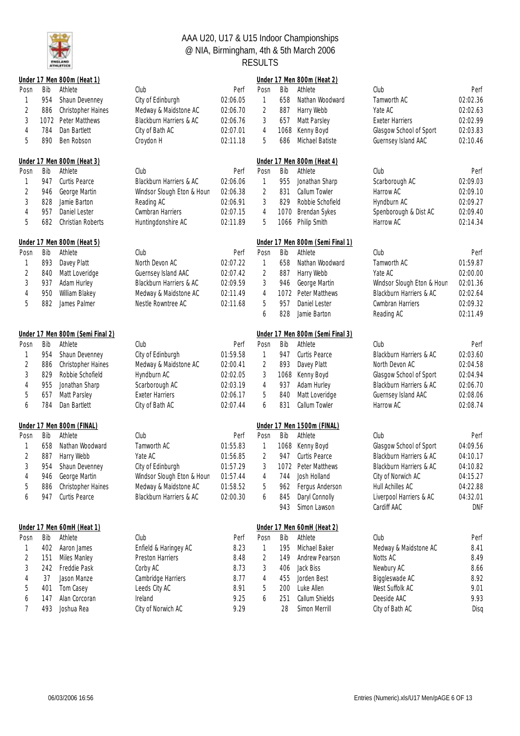# AAA U20, U17 & U15 Indoor Championships
## @ NIA, Birmingham, 4th & 5th March 2006
## RESULTS

### Under 17 Men 800m (Heat 1)

| Posn | Bib | Athlete | Club | Perf |
|---|---|---|---|---|
| 1 | 954 | Shaun Devenney | City of Edinburgh | 02:06.05 |
| 2 | 886 | Christopher Haines | Medway & Maidstone AC | 02:06.70 |
| 3 | 1072 | Peter Matthews | Blackburn Harriers & AC | 02:06.76 |
| 4 | 784 | Dan Bartlett | City of Bath AC | 02:07.01 |
| 5 | 890 | Ben Robson | Croydon H | 02:11.18 |

### Under 17 Men 800m (Heat 2)

| Posn | Bib | Athlete | Club | Perf |
|---|---|---|---|---|
| 1 | 658 | Nathan Woodward | Tamworth AC | 02:02.36 |
| 2 | 887 | Harry Webb | Yate AC | 02:02.63 |
| 3 | 657 | Matt Parsley | Exeter Harriers | 02:02.99 |
| 4 | 1068 | Kenny Boyd | Glasgow School of Sport | 02:03.83 |
| 5 | 686 | Michael Batiste | Guernsey Island AAC | 02:10.46 |

### Under 17 Men 800m (Heat 3)

| Posn | Bib | Athlete | Club | Perf |
|---|---|---|---|---|
| 1 | 947 | Curtis Pearce | Blackburn Harriers & AC | 02:06.06 |
| 2 | 946 | George Martin | Windsor Slough Eton & Houn | 02:06.38 |
| 3 | 828 | Jamie Barton | Reading AC | 02:06.91 |
| 4 | 957 | Daniel Lester | Cwmbran Harriers | 02:07.15 |
| 5 | 682 | Christian Roberts | Huntingdonshire AC | 02:11.89 |

### Under 17 Men 800m (Heat 4)

| Posn | Bib | Athlete | Club | Perf |
|---|---|---|---|---|
| 1 | 955 | Jonathan Sharp | Scarborough AC | 02:09.03 |
| 2 | 831 | Callum Towler | Harrow AC | 02:09.10 |
| 3 | 829 | Robbie Schofield | Hyndburn AC | 02:09.27 |
| 4 | 1070 | Brendan Sykes | Spenborough & Dist AC | 02:09.40 |
| 5 | 1066 | Philip Smith | Harrow AC | 02:14.34 |

### Under 17 Men 800m (Heat 5)

| Posn | Bib | Athlete | Club | Perf |
|---|---|---|---|---|
| 1 | 893 | Davey Platt | North Devon AC | 02:07.22 |
| 2 | 840 | Matt Loveridge | Guernsey Island AAC | 02:07.42 |
| 3 | 937 | Adam Hurley | Blackburn Harriers & AC | 02:09.59 |
| 4 | 950 | William Blakey | Medway & Maidstone AC | 02:11.49 |
| 5 | 882 | James Palmer | Nestle Rowntree AC | 02:11.68 |

### Under 17 Men 800m (Semi Final 1)

| Posn | Bib | Athlete | Club | Perf |
|---|---|---|---|---|
| 1 | 658 | Nathan Woodward | Tamworth AC | 01:59.87 |
| 2 | 887 | Harry Webb | Yate AC | 02:00.00 |
| 3 | 946 | George Martin | Windsor Slough Eton & Houn | 02:01.36 |
| 4 | 1072 | Peter Matthews | Blackburn Harriers & AC | 02:02.64 |
| 5 | 957 | Daniel Lester | Cwmbran Harriers | 02:09.32 |
| 6 | 828 | Jamie Barton | Reading AC | 02:11.49 |

### Under 17 Men 800m (Semi Final 2)

| Posn | Bib | Athlete | Club | Perf |
|---|---|---|---|---|
| 1 | 954 | Shaun Devenney | City of Edinburgh | 01:59.58 |
| 2 | 886 | Christopher Haines | Medway & Maidstone AC | 02:00.41 |
| 3 | 829 | Robbie Schofield | Hyndburn AC | 02:02.05 |
| 4 | 955 | Jonathan Sharp | Scarborough AC | 02:03.19 |
| 5 | 657 | Matt Parsley | Exeter Harriers | 02:06.17 |
| 6 | 784 | Dan Bartlett | City of Bath AC | 02:07.44 |

### Under 17 Men 800m (Semi Final 3)

| Posn | Bib | Athlete | Club | Perf |
|---|---|---|---|---|
| 1 | 947 | Curtis Pearce | Blackburn Harriers & AC | 02:03.60 |
| 2 | 893 | Davey Platt | North Devon AC | 02:04.58 |
| 3 | 1068 | Kenny Boyd | Glasgow School of Sport | 02:04.94 |
| 4 | 937 | Adam Hurley | Blackburn Harriers & AC | 02:06.70 |
| 5 | 840 | Matt Loveridge | Guernsey Island AAC | 02:08.06 |
| 6 | 831 | Callum Towler | Harrow AC | 02:08.74 |

### Under 17 Men 800m (FINAL)

| Posn | Bib | Athlete | Club | Perf |
|---|---|---|---|---|
| 1 | 658 | Nathan Woodward | Tamworth AC | 01:55.83 |
| 2 | 887 | Harry Webb | Yate AC | 01:56.85 |
| 3 | 954 | Shaun Devenney | City of Edinburgh | 01:57.29 |
| 4 | 946 | George Martin | Windsor Slough Eton & Houn | 01:57.44 |
| 5 | 886 | Christopher Haines | Medway & Maidstone AC | 01:58.52 |
| 6 | 947 | Curtis Pearce | Blackburn Harriers & AC | 02:00.30 |

### Under 17 Men 1500m (FINAL)

| Posn | Bib | Athlete | Club | Perf |
|---|---|---|---|---|
| 1 | 1068 | Kenny Boyd | Glasgow School of Sport | 04:09.56 |
| 2 | 947 | Curtis Pearce | Blackburn Harriers & AC | 04:10.17 |
| 3 | 1072 | Peter Matthews | Blackburn Harriers & AC | 04:10.82 |
| 4 | 744 | Josh Holland | City of Norwich AC | 04:15.27 |
| 5 | 962 | Fergus Anderson | Hull Achilles AC | 04:22.88 |
| 6 | 845 | Daryl Connolly | Liverpool Harriers & AC | 04:32.01 |
| | 943 | Simon Lawson | Cardiff AAC | DNF |

### Under 17 Men 60mH (Heat 1)

| Posn | Bib | Athlete | Club | Perf |
|---|---|---|---|---|
| 1 | 402 | Aaron James | Enfield & Haringey AC | 8.23 |
| 2 | 151 | Miles Manley | Preston Harriers | 8.48 |
| 3 | 242 | Freddie Pask | Corby AC | 8.73 |
| 4 | 37 | Jason Manze | Cambridge Harriers | 8.77 |
| 5 | 401 | Tom Casey | Leeds City AC | 8.91 |
| 6 | 147 | Alan Corcoran | Ireland | 9.25 |
| 7 | 493 | Joshua Rea | City of Norwich AC | 9.29 |

### Under 17 Men 60mH (Heat 2)

| Posn | Bib | Athlete | Club | Perf |
|---|---|---|---|---|
| 1 | 195 | Michael Baker | Medway & Maidstone AC | 8.41 |
| 2 | 149 | Andrew Pearson | Notts AC | 8.49 |
| 3 | 406 | Jack Biss | Newbury AC | 8.66 |
| 4 | 455 | Jorden Best | Biggleswade AC | 8.92 |
| 5 | 200 | Luke Allen | West Suffolk AC | 9.01 |
| 6 | 251 | Callum Shields | Deeside AAC | 9.93 |
| | 28 | Simon Merrill | City of Bath AC | Disq |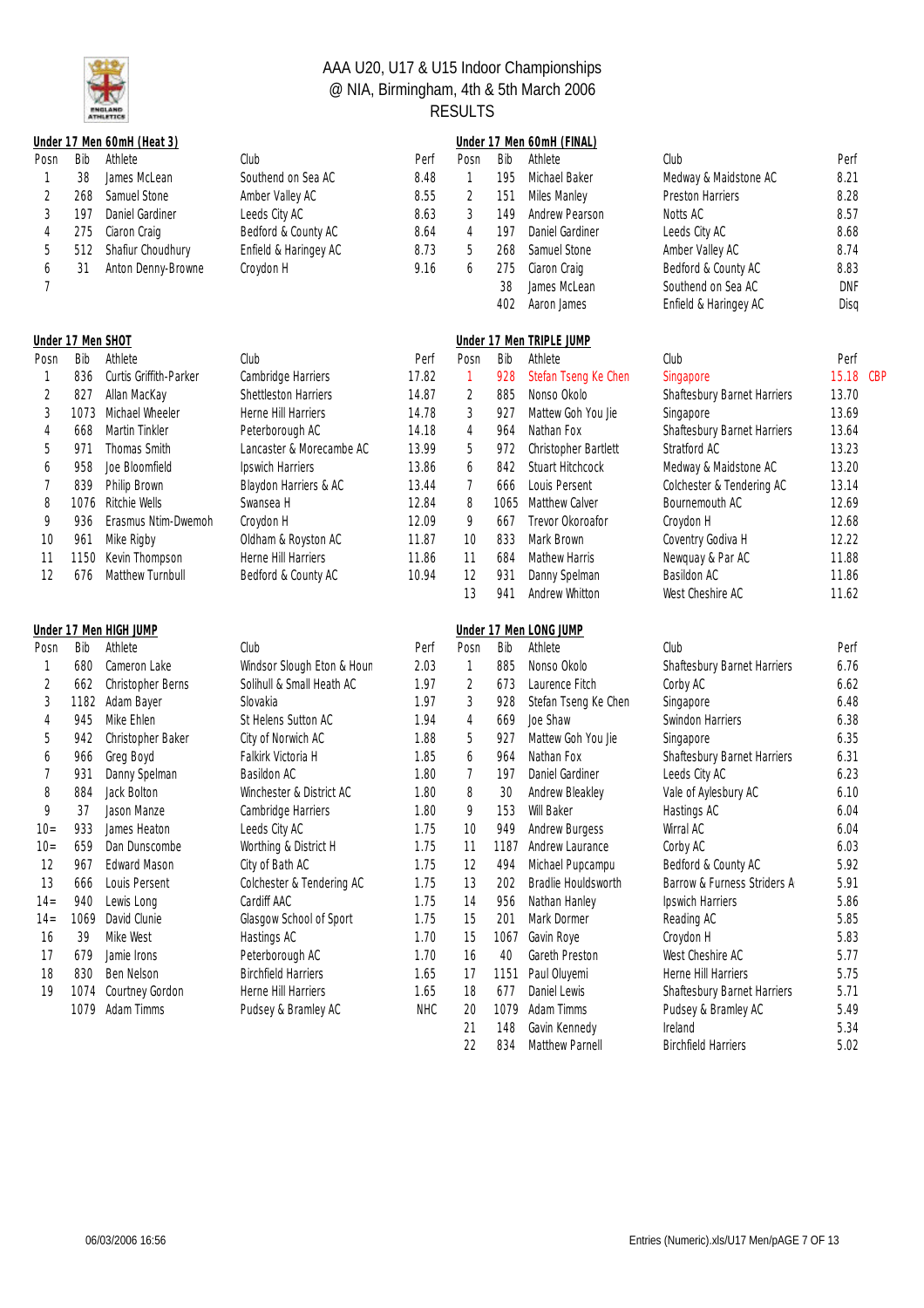# AAA U20, U17 & U15 Indoor Championships
## @ NIA, Birmingham, 4th & 5th March 2006
## RESULTS

**Under 17 Men 60mH (Heat 3)**

| Posn | Bib | Athlete | Club | Perf |
|---|---|---|---|---|
| 1 | 38 | James McLean | Southend on Sea AC | 8.48 |
| 2 | 268 | Samuel Stone | Amber Valley AC | 8.55 |
| 3 | 197 | Daniel Gardiner | Leeds City AC | 8.63 |
| 4 | 275 | Ciaron Craig | Bedford & County AC | 8.64 |
| 5 | 512 | Shafiur Choudhury | Enfield & Haringey AC | 8.73 |
| 6 | 31 | Anton Denny-Browne | Croydon H | 9.16 |
| 7 | | | | |

**Under 17 Men 60mH (FINAL)**

| Posn | Bib | Athlete | Club | Perf |
|---|---|---|---|---|
| 1 | 195 | Michael Baker | Medway & Maidstone AC | 8.21 |
| 2 | 151 | Miles Manley | Preston Harriers | 8.28 |
| 3 | 149 | Andrew Pearson | Notts AC | 8.57 |
| 4 | 197 | Daniel Gardiner | Leeds City AC | 8.68 |
| 5 | 268 | Samuel Stone | Amber Valley AC | 8.74 |
| 6 | 275 | Ciaron Craig | Bedford & County AC | 8.83 |
| | 38 | James McLean | Southend on Sea AC | DNF |
| | 402 | Aaron James | Enfield & Haringey AC | Disq |

**Under 17 Men SHOT**

| Posn | Bib | Athlete | Club | Perf |
|---|---|---|---|---|
| 1 | 836 | Curtis Griffith-Parker | Cambridge Harriers | 17.82 |
| 2 | 827 | Allan MacKay | Shettleston Harriers | 14.87 |
| 3 | 1073 | Michael Wheeler | Herne Hill Harriers | 14.78 |
| 4 | 668 | Martin Tinkler | Peterborough AC | 14.18 |
| 5 | 971 | Thomas Smith | Lancaster & Morecambe AC | 13.99 |
| 6 | 958 | Joe Bloomfield | Ipswich Harriers | 13.86 |
| 7 | 839 | Philip Brown | Blaydon Harriers & AC | 13.44 |
| 8 | 1076 | Ritchie Wells | Swansea H | 12.84 |
| 9 | 936 | Erasmus Ntim-Dwemoh | Croydon H | 12.09 |
| 10 | 961 | Mike Rigby | Oldham & Royston AC | 11.87 |
| 11 | 1150 | Kevin Thompson | Herne Hill Harriers | 11.86 |
| 12 | 676 | Matthew Turnbull | Bedford & County AC | 10.94 |

**Under 17 Men TRIPLE JUMP**

| Posn | Bib | Athlete | Club | Perf | |
|---|---|---|---|---|---|
| 1 | 928 | Stefan Tseng Ke Chen | Singapore | 15.18 | CBP |
| 2 | 885 | Nonso Okolo | Shaftesbury Barnet Harriers | 13.70 | |
| 3 | 927 | Mattew Goh You Jie | Singapore | 13.69 | |
| 4 | 964 | Nathan Fox | Shaftesbury Barnet Harriers | 13.64 | |
| 5 | 972 | Christopher Bartlett | Stratford AC | 13.23 | |
| 6 | 842 | Stuart Hitchcock | Medway & Maidstone AC | 13.20 | |
| 7 | 666 | Louis Persent | Colchester & Tendering AC | 13.14 | |
| 8 | 1065 | Matthew Calver | Bournemouth AC | 12.69 | |
| 9 | 667 | Trevor Okoroafor | Croydon H | 12.68 | |
| 10 | 833 | Mark Brown | Coventry Godiva H | 12.22 | |
| 11 | 684 | Mathew Harris | Newquay & Par AC | 11.88 | |
| 12 | 931 | Danny Spelman | Basildon AC | 11.86 | |
| 13 | 941 | Andrew Whitton | West Cheshire AC | 11.62 | |

**Under 17 Men HIGH JUMP**

| Posn | Bib | Athlete | Club | Perf |
|---|---|---|---|---|
| 1 | 680 | Cameron Lake | Windsor Slough Eton & Houn | 2.03 |
| 2 | 662 | Christopher Berns | Solihull & Small Heath AC | 1.97 |
| 3 | 1182 | Adam Bayer | Slovakia | 1.97 |
| 4 | 945 | Mike Ehlen | St Helens Sutton AC | 1.94 |
| 5 | 942 | Christopher Baker | City of Norwich AC | 1.88 |
| 6 | 966 | Greg Boyd | Falkirk Victoria H | 1.85 |
| 7 | 931 | Danny Spelman | Basildon AC | 1.80 |
| 8 | 884 | Jack Bolton | Winchester & District AC | 1.80 |
| 9 | 37 | Jason Manze | Cambridge Harriers | 1.80 |
| 10= | 933 | James Heaton | Leeds City AC | 1.75 |
| 10= | 659 | Dan Dunscombe | Worthing & District H | 1.75 |
| 12 | 967 | Edward Mason | City of Bath AC | 1.75 |
| 13 | 666 | Louis Persent | Colchester & Tendering AC | 1.75 |
| 14= | 940 | Lewis Long | Cardiff AAC | 1.75 |
| 14= | 1069 | David Clunie | Glasgow School of Sport | 1.75 |
| 16 | 39 | Mike West | Hastings AC | 1.70 |
| 17 | 679 | Jamie Irons | Peterborough AC | 1.70 |
| 18 | 830 | Ben Nelson | Birchfield Harriers | 1.65 |
| 19 | 1074 | Courtney Gordon | Herne Hill Harriers | 1.65 |
| | 1079 | Adam Timms | Pudsey & Bramley AC | NHC |

**Under 17 Men LONG JUMP**

| Posn | Bib | Athlete | Club | Perf |
|---|---|---|---|---|
| 1 | 885 | Nonso Okolo | Shaftesbury Barnet Harriers | 6.76 |
| 2 | 673 | Laurence Fitch | Corby AC | 6.62 |
| 3 | 928 | Stefan Tseng Ke Chen | Singapore | 6.48 |
| 4 | 669 | Joe Shaw | Swindon Harriers | 6.38 |
| 5 | 927 | Mattew Goh You Jie | Singapore | 6.35 |
| 6 | 964 | Nathan Fox | Shaftesbury Barnet Harriers | 6.31 |
| 7 | 197 | Daniel Gardiner | Leeds City AC | 6.23 |
| 8 | 30 | Andrew Bleakley | Vale of Aylesbury AC | 6.10 |
| 9 | 153 | Will Baker | Hastings AC | 6.04 |
| 10 | 949 | Andrew Burgess | Wirral AC | 6.04 |
| 11 | 1187 | Andrew Laurance | Corby AC | 6.03 |
| 12 | 494 | Michael Pupcampu | Bedford & County AC | 5.92 |
| 13 | 202 | Bradlie Houldsworth | Barrow & Furness Striders A | 5.91 |
| 14 | 956 | Nathan Hanley | Ipswich Harriers | 5.86 |
| 15 | 201 | Mark Dormer | Reading AC | 5.85 |
| 15 | 1067 | Gavin Roye | Croydon H | 5.83 |
| 16 | 40 | Gareth Preston | West Cheshire AC | 5.77 |
| 17 | 1151 | Paul Oluyemi | Herne Hill Harriers | 5.75 |
| 18 | 677 | Daniel Lewis | Shaftesbury Barnet Harriers | 5.71 |
| 20 | 1079 | Adam Timms | Pudsey & Bramley AC | 5.49 |
| 21 | 148 | Gavin Kennedy | Ireland | 5.34 |
| 22 | 834 | Matthew Parnell | Birchfield Harriers | 5.02 |

06/03/2006 16:56 Entries (Numeric).xls/U17 Men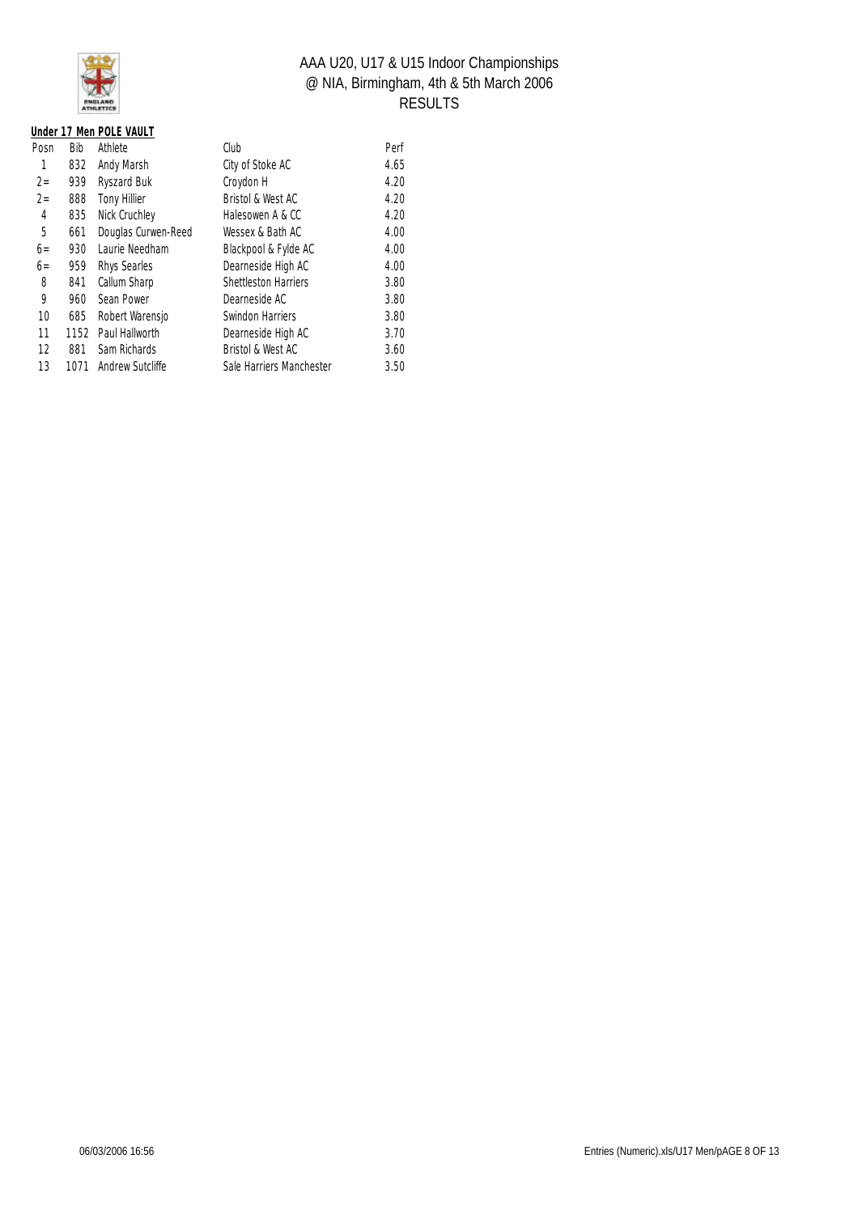# AAA U20, U17 & U15 Indoor Championships
## @ NIA, Birmingham, 4th & 5th March 2006
## RESULTS

**Under 17 Men POLE VAULT**

| Posn | Bib | Athlete | Club | Perf |
|---|---|---|---|---|
| 1 | 832 | Andy Marsh | City of Stoke AC | 4.65 |
| 2= | 939 | Ryszard Buk | Croydon H | 4.20 |
| 2= | 888 | Tony Hillier | Bristol & West AC | 4.20 |
| 4 | 835 | Nick Cruchley | Halesowen A & CC | 4.20 |
| 5 | 661 | Douglas Curwen-Reed | Wessex & Bath AC | 4.00 |
| 6= | 930 | Laurie Needham | Blackpool & Fylde AC | 4.00 |
| 6= | 959 | Rhys Searles | Dearneside High AC | 4.00 |
| 8 | 841 | Callum Sharp | Shettleston Harriers | 3.80 |
| 9 | 960 | Sean Power | Dearneside AC | 3.80 |
| 10 | 685 | Robert Warensjo | Swindon Harriers | 3.80 |
| 11 | 1152 | Paul Hallworth | Dearneside High AC | 3.70 |
| 12 | 881 | Sam Richards | Bristol & West AC | 3.60 |
| 13 | 1071 | Andrew Sutcliffe | Sale Harriers Manchester | 3.50 |

06/03/2006 16:56

Entries (Numeric).xls/U17 Men/pAGE 8 OF 13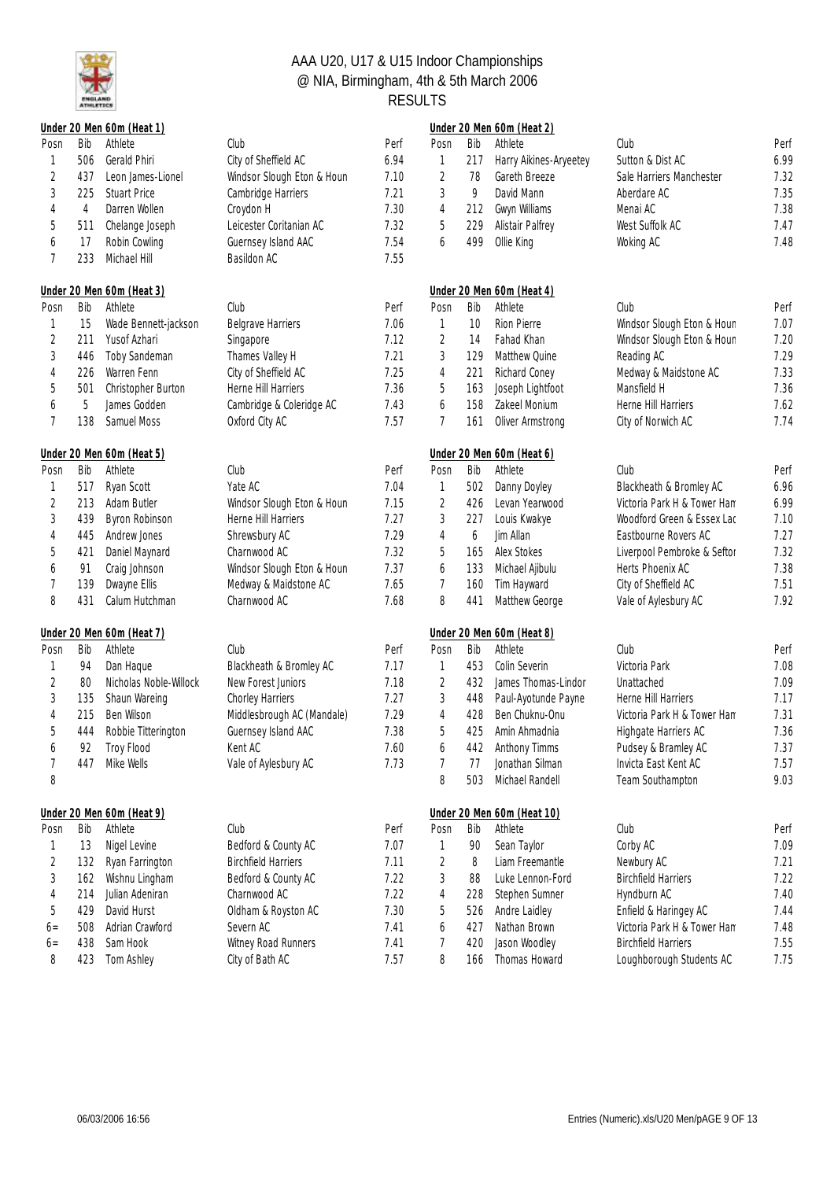# AAA U20, U17 & U15 Indoor Championships
## @ NIA, Birmingham, 4th & 5th March 2006
## RESULTS

**Under 20 Men 60m (Heat 1)**

| Posn | Bib | Athlete | Club | Perf |
|---|---|---|---|---|
| 1 | 506 | Gerald Phiri | City of Sheffield AC | 6.94 |
| 2 | 437 | Leon James-Lionel | Windsor Slough Eton & Houn | 7.10 |
| 3 | 225 | Stuart Price | Cambridge Harriers | 7.21 |
| 4 | 4 | Darren Wollen | Croydon H | 7.30 |
| 5 | 511 | Chelange Joseph | Leicester Coritanian AC | 7.32 |
| 6 | 17 | Robin Cowling | Guernsey Island AAC | 7.54 |
| 7 | 233 | Michael Hill | Basildon AC | 7.55 |

**Under 20 Men 60m (Heat 2)**

| Posn | Bib | Athlete | Club | Perf |
|---|---|---|---|---|
| 1 | 217 | Harry Aikines-Aryeetey | Sutton & Dist AC | 6.99 |
| 2 | 78 | Gareth Breeze | Sale Harriers Manchester | 7.32 |
| 3 | 9 | David Mann | Aberdare AC | 7.35 |
| 4 | 212 | Gwyn Williams | Menai AC | 7.38 |
| 5 | 229 | Alistair Palfrey | West Suffolk AC | 7.47 |
| 6 | 499 | Ollie King | Woking AC | 7.48 |

**Under 20 Men 60m (Heat 3)**

| Posn | Bib | Athlete | Club | Perf |
|---|---|---|---|---|
| 1 | 15 | Wade Bennett-jackson | Belgrave Harriers | 7.06 |
| 2 | 211 | Yusof Azhari | Singapore | 7.12 |
| 3 | 446 | Toby Sandeman | Thames Valley H | 7.21 |
| 4 | 226 | Warren Fenn | City of Sheffield AC | 7.25 |
| 5 | 501 | Christopher Burton | Herne Hill Harriers | 7.36 |
| 6 | 5 | James Godden | Cambridge & Coleridge AC | 7.43 |
| 7 | 138 | Samuel Moss | Oxford City AC | 7.57 |

**Under 20 Men 60m (Heat 4)**

| Posn | Bib | Athlete | Club | Perf |
|---|---|---|---|---|
| 1 | 10 | Rion Pierre | Windsor Slough Eton & Houn | 7.07 |
| 2 | 14 | Fahad Khan | Windsor Slough Eton & Houn | 7.20 |
| 3 | 129 | Matthew Quine | Reading AC | 7.29 |
| 4 | 221 | Richard Coney | Medway & Maidstone AC | 7.33 |
| 5 | 163 | Joseph Lightfoot | Mansfield H | 7.36 |
| 6 | 158 | Zakeel Monium | Herne Hill Harriers | 7.62 |
| 7 | 161 | Oliver Armstrong | City of Norwich AC | 7.74 |

**Under 20 Men 60m (Heat 5)**

| Posn | Bib | Athlete | Club | Perf |
|---|---|---|---|---|
| 1 | 517 | Ryan Scott | Yate AC | 7.04 |
| 2 | 213 | Adam Butler | Windsor Slough Eton & Houn | 7.15 |
| 3 | 439 | Byron Robinson | Herne Hill Harriers | 7.27 |
| 4 | 445 | Andrew Jones | Shrewsbury AC | 7.29 |
| 5 | 421 | Daniel Maynard | Charnwood AC | 7.32 |
| 6 | 91 | Craig Johnson | Windsor Slough Eton & Houn | 7.37 |
| 7 | 139 | Dwayne Ellis | Medway & Maidstone AC | 7.65 |
| 8 | 431 | Calum Hutchman | Charnwood AC | 7.68 |

**Under 20 Men 60m (Heat 6)**

| Posn | Bib | Athlete | Club | Perf |
|---|---|---|---|---|
| 1 | 502 | Danny Doyley | Blackheath & Bromley AC | 6.96 |
| 2 | 426 | Levan Yearwood | Victoria Park H & Tower Ham | 6.99 |
| 3 | 227 | Louis Kwakye | Woodford Green & Essex Lad | 7.10 |
| 4 | 6 | Jim Allan | Eastbourne Rovers AC | 7.27 |
| 5 | 165 | Alex Stokes | Liverpool Pembroke & Seftor | 7.32 |
| 6 | 133 | Michael Ajibulu | Herts Phoenix AC | 7.38 |
| 7 | 160 | Tim Hayward | City of Sheffield AC | 7.51 |
| 8 | 441 | Matthew George | Vale of Aylesbury AC | 7.92 |

**Under 20 Men 60m (Heat 7)**

| Posn | Bib | Athlete | Club | Perf |
|---|---|---|---|---|
| 1 | 94 | Dan Haque | Blackheath & Bromley AC | 7.17 |
| 2 | 80 | Nicholas Noble-Willock | New Forest Juniors | 7.18 |
| 3 | 135 | Shaun Wareing | Chorley Harriers | 7.27 |
| 4 | 215 | Ben Wilson | Middlesbrough AC (Mandale) | 7.29 |
| 5 | 444 | Robbie Titterington | Guernsey Island AAC | 7.38 |
| 6 | 92 | Troy Flood | Kent AC | 7.60 |
| 7 | 447 | Mike Wells | Vale of Aylesbury AC | 7.73 |
| 8 | | | | |

**Under 20 Men 60m (Heat 8)**

| Posn | Bib | Athlete | Club | Perf |
|---|---|---|---|---|
| 1 | 453 | Colin Severin | Victoria Park | 7.08 |
| 2 | 432 | James Thomas-Lindor | Unattached | 7.09 |
| 3 | 448 | Paul-Ayotunde Payne | Herne Hill Harriers | 7.17 |
| 4 | 428 | Ben Chuknu-Onu | Victoria Park H & Tower Ham | 7.31 |
| 5 | 425 | Amin Ahmadnia | Highgate Harriers AC | 7.36 |
| 6 | 442 | Anthony Timms | Pudsey & Bramley AC | 7.37 |
| 7 | 77 | Jonathan Silman | Invicta East Kent AC | 7.57 |
| 8 | 503 | Michael Randell | Team Southampton | 9.03 |

**Under 20 Men 60m (Heat 9)**

| Posn | Bib | Athlete | Club | Perf |
|---|---|---|---|---|
| 1 | 13 | Nigel Levine | Bedford & County AC | 7.07 |
| 2 | 132 | Ryan Farrington | Birchfield Harriers | 7.11 |
| 3 | 162 | Wishnu Lingham | Bedford & County AC | 7.22 |
| 4 | 214 | Julian Adeniran | Charnwood AC | 7.22 |
| 5 | 429 | David Hurst | Oldham & Royston AC | 7.30 |
| 6= | 508 | Adrian Crawford | Severn AC | 7.41 |
| 6= | 438 | Sam Hook | Witney Road Runners | 7.41 |
| 8 | 423 | Tom Ashley | City of Bath AC | 7.57 |

**Under 20 Men 60m (Heat 10)**

| Posn | Bib | Athlete | Club | Perf |
|---|---|---|---|---|
| 1 | 90 | Sean Taylor | Corby AC | 7.09 |
| 2 | 8 | Liam Freemantle | Newbury AC | 7.21 |
| 3 | 88 | Luke Lennon-Ford | Birchfield Harriers | 7.22 |
| 4 | 228 | Stephen Sumner | Hyndburn AC | 7.40 |
| 5 | 526 | Andre Laidley | Enfield & Haringey AC | 7.44 |
| 6 | 427 | Nathan Brown | Victoria Park H & Tower Ham | 7.48 |
| 7 | 420 | Jason Woodley | Birchfield Harriers | 7.55 |
| 8 | 166 | Thomas Howard | Loughborough Students AC | 7.75 |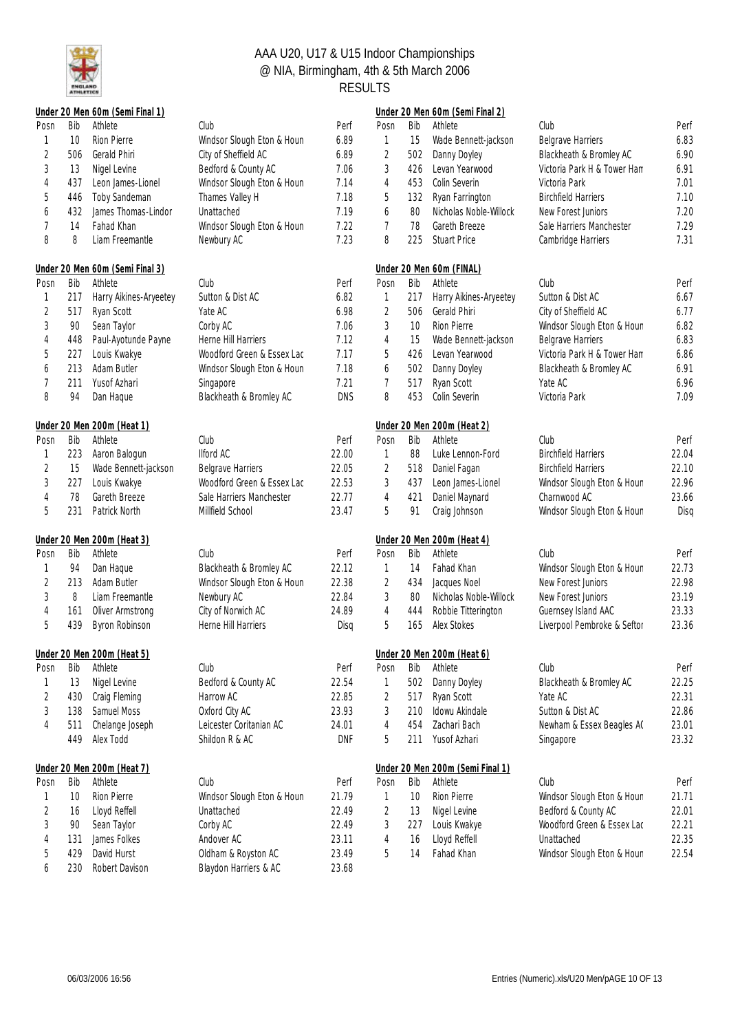# AAA U20, U17 & U15 Indoor Championships
## @ NIA, Birmingham, 4th & 5th March 2006
## RESULTS

### Under 20 Men 60m (Semi Final 1)

| Posn | Bib | Athlete | Club | Perf |
|---|---|---|---|---|
| 1 | 10 | Rion Pierre | Windsor Slough Eton & Houn | 6.89 |
| 2 | 506 | Gerald Phiri | City of Sheffield AC | 6.89 |
| 3 | 13 | Nigel Levine | Bedford & County AC | 7.06 |
| 4 | 437 | Leon James-Lionel | Windsor Slough Eton & Houn | 7.14 |
| 5 | 446 | Toby Sandeman | Thames Valley H | 7.18 |
| 6 | 432 | James Thomas-Lindor | Unattached | 7.19 |
| 7 | 14 | Fahad Khan | Windsor Slough Eton & Houn | 7.22 |
| 8 | 8 | Liam Freemantle | Newbury AC | 7.23 |

### Under 20 Men 60m (Semi Final 2)

| Posn | Bib | Athlete | Club | Perf |
|---|---|---|---|---|
| 1 | 15 | Wade Bennett-jackson | Belgrave Harriers | 6.83 |
| 2 | 502 | Danny Doyley | Blackheath & Bromley AC | 6.90 |
| 3 | 426 | Levan Yearwood | Victoria Park H & Tower Ham | 6.91 |
| 4 | 453 | Colin Severin | Victoria Park | 7.01 |
| 5 | 132 | Ryan Farrington | Birchfield Harriers | 7.10 |
| 6 | 80 | Nicholas Noble-Willock | New Forest Juniors | 7.20 |
| 7 | 78 | Gareth Breeze | Sale Harriers Manchester | 7.29 |
| 8 | 225 | Stuart Price | Cambridge Harriers | 7.31 |

### Under 20 Men 60m (Semi Final 3)

| Posn | Bib | Athlete | Club | Perf |
|---|---|---|---|---|
| 1 | 217 | Harry Aikines-Aryeetey | Sutton & Dist AC | 6.82 |
| 2 | 517 | Ryan Scott | Yate AC | 6.98 |
| 3 | 90 | Sean Taylor | Corby AC | 7.06 |
| 4 | 448 | Paul-Ayotunde Payne | Herne Hill Harriers | 7.12 |
| 5 | 227 | Louis Kwakye | Woodford Green & Essex Lad | 7.17 |
| 6 | 213 | Adam Butler | Windsor Slough Eton & Houn | 7.18 |
| 7 | 211 | Yusof Azhari | Singapore | 7.21 |
| 8 | 94 | Dan Haque | Blackheath & Bromley AC | DNS |

### Under 20 Men 60m (FINAL)

| Posn | Bib | Athlete | Club | Perf |
|---|---|---|---|---|
| 1 | 217 | Harry Aikines-Aryeetey | Sutton & Dist AC | 6.67 |
| 2 | 506 | Gerald Phiri | City of Sheffield AC | 6.77 |
| 3 | 10 | Rion Pierre | Windsor Slough Eton & Houn | 6.82 |
| 4 | 15 | Wade Bennett-jackson | Belgrave Harriers | 6.83 |
| 5 | 426 | Levan Yearwood | Victoria Park H & Tower Ham | 6.86 |
| 6 | 502 | Danny Doyley | Blackheath & Bromley AC | 6.91 |
| 7 | 517 | Ryan Scott | Yate AC | 6.96 |
| 8 | 453 | Colin Severin | Victoria Park | 7.09 |

### Under 20 Men 200m (Heat 1)

| Posn | Bib | Athlete | Club | Perf |
|---|---|---|---|---|
| 1 | 223 | Aaron Balogun | Ilford AC | 22.00 |
| 2 | 15 | Wade Bennett-jackson | Belgrave Harriers | 22.05 |
| 3 | 227 | Louis Kwakye | Woodford Green & Essex Lad | 22.53 |
| 4 | 78 | Gareth Breeze | Sale Harriers Manchester | 22.77 |
| 5 | 231 | Patrick North | Millfield School | 23.47 |

### Under 20 Men 200m (Heat 2)

| Posn | Bib | Athlete | Club | Perf |
|---|---|---|---|---|
| 1 | 88 | Luke Lennon-Ford | Birchfield Harriers | 22.04 |
| 2 | 518 | Daniel Fagan | Birchfield Harriers | 22.10 |
| 3 | 437 | Leon James-Lionel | Windsor Slough Eton & Houn | 22.96 |
| 4 | 421 | Daniel Maynard | Charnwood AC | 23.66 |
| 5 | 91 | Craig Johnson | Windsor Slough Eton & Houn | Disq |

### Under 20 Men 200m (Heat 3)

| Posn | Bib | Athlete | Club | Perf |
|---|---|---|---|---|
| 1 | 94 | Dan Haque | Blackheath & Bromley AC | 22.12 |
| 2 | 213 | Adam Butler | Windsor Slough Eton & Houn | 22.38 |
| 3 | 8 | Liam Freemantle | Newbury AC | 22.84 |
| 4 | 161 | Oliver Armstrong | City of Norwich AC | 24.89 |
| 5 | 439 | Byron Robinson | Herne Hill Harriers | Disq |

### Under 20 Men 200m (Heat 4)

| Posn | Bib | Athlete | Club | Perf |
|---|---|---|---|---|
| 1 | 14 | Fahad Khan | Windsor Slough Eton & Houn | 22.73 |
| 2 | 434 | Jacques Noel | New Forest Juniors | 22.98 |
| 3 | 80 | Nicholas Noble-Willock | New Forest Juniors | 23.19 |
| 4 | 444 | Robbie Titterington | Guernsey Island AAC | 23.33 |
| 5 | 165 | Alex Stokes | Liverpool Pembroke & Sefton | 23.36 |

### Under 20 Men 200m (Heat 5)

| Posn | Bib | Athlete | Club | Perf |
|---|---|---|---|---|
| 1 | 13 | Nigel Levine | Bedford & County AC | 22.54 |
| 2 | 430 | Craig Fleming | Harrow AC | 22.85 |
| 3 | 138 | Samuel Moss | Oxford City AC | 23.93 |
| 4 | 511 | Chelange Joseph | Leicester Coritanian AC | 24.01 |
| | 449 | Alex Todd | Shildon R & AC | DNF |

### Under 20 Men 200m (Heat 6)

| Posn | Bib | Athlete | Club | Perf |
|---|---|---|---|---|
| 1 | 502 | Danny Doyley | Blackheath & Bromley AC | 22.25 |
| 2 | 517 | Ryan Scott | Yate AC | 22.31 |
| 3 | 210 | Idowu Akindale | Sutton & Dist AC | 22.86 |
| 4 | 454 | Zachari Bach | Newham & Essex Beagles AC | 23.01 |
| 5 | 211 | Yusof Azhari | Singapore | 23.32 |

### Under 20 Men 200m (Heat 7)

| Posn | Bib | Athlete | Club | Perf |
|---|---|---|---|---|
| 1 | 10 | Rion Pierre | Windsor Slough Eton & Houn | 21.79 |
| 2 | 16 | Lloyd Reffell | Unattached | 22.49 |
| 3 | 90 | Sean Taylor | Corby AC | 22.49 |
| 4 | 131 | James Folkes | Andover AC | 23.11 |
| 5 | 429 | David Hurst | Oldham & Royston AC | 23.49 |
| 6 | 230 | Robert Davison | Blaydon Harriers & AC | 23.68 |

### Under 20 Men 200m (Semi Final 1)

| Posn | Bib | Athlete | Club | Perf |
|---|---|---|---|---|
| 1 | 10 | Rion Pierre | Windsor Slough Eton & Houn | 21.71 |
| 2 | 13 | Nigel Levine | Bedford & County AC | 22.01 |
| 3 | 227 | Louis Kwakye | Woodford Green & Essex Lad | 22.21 |
| 4 | 16 | Lloyd Reffell | Unattached | 22.35 |
| 5 | 14 | Fahad Khan | Windsor Slough Eton & Houn | 22.54 |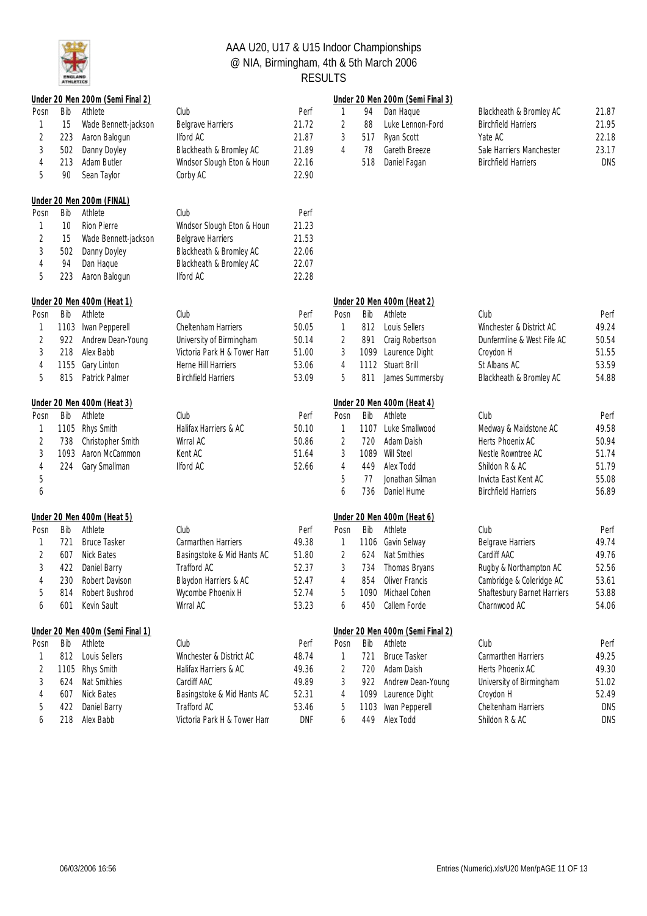# AAA U20, U17 & U15 Indoor Championships
## @ NIA, Birmingham, 4th & 5th March 2006
## RESULTS

### Under 20 Men 200m (Semi Final 2)

| Posn | Bib | Athlete | Club | Perf |
|---|---|---|---|---|
| 1 | 15 | Wade Bennett-jackson | Belgrave Harriers | 21.72 |
| 2 | 223 | Aaron Balogun | Ilford AC | 21.87 |
| 3 | 502 | Danny Doyley | Blackheath & Bromley AC | 21.89 |
| 4 | 213 | Adam Butler | Windsor Slough Eton & Houn | 22.16 |
| 5 | 90 | Sean Taylor | Corby AC | 22.90 |

### Under 20 Men 200m (Semi Final 3)

| Posn | Bib | Athlete | Club | Perf |
|---|---|---|---|---|
| 1 | 94 | Dan Haque | Blackheath & Bromley AC | 21.87 |
| 2 | 88 | Luke Lennon-Ford | Birchfield Harriers | 21.95 |
| 3 | 517 | Ryan Scott | Yate AC | 22.18 |
| 4 | 78 | Gareth Breeze | Sale Harriers Manchester | 23.17 |
| | 518 | Daniel Fagan | Birchfield Harriers | DNS |

### Under 20 Men 200m (FINAL)

| Posn | Bib | Athlete | Club | Perf |
|---|---|---|---|---|
| 1 | 10 | Rion Pierre | Windsor Slough Eton & Houn | 21.23 |
| 2 | 15 | Wade Bennett-jackson | Belgrave Harriers | 21.53 |
| 3 | 502 | Danny Doyley | Blackheath & Bromley AC | 22.06 |
| 4 | 94 | Dan Haque | Blackheath & Bromley AC | 22.07 |
| 5 | 223 | Aaron Balogun | Ilford AC | 22.28 |

### Under 20 Men 400m (Heat 1)

| Posn | Bib | Athlete | Club | Perf |
|---|---|---|---|---|
| 1 | 1103 | Iwan Pepperell | Cheltenham Harriers | 50.05 |
| 2 | 922 | Andrew Dean-Young | University of Birmingham | 50.14 |
| 3 | 218 | Alex Babb | Victoria Park H & Tower Ham | 51.00 |
| 4 | 1155 | Gary Linton | Herne Hill Harriers | 53.06 |
| 5 | 815 | Patrick Palmer | Birchfield Harriers | 53.09 |

### Under 20 Men 400m (Heat 2)

| Posn | Bib | Athlete | Club | Perf |
|---|---|---|---|---|
| 1 | 812 | Louis Sellers | Winchester & District AC | 49.24 |
| 2 | 891 | Craig Robertson | Dunfermline & West Fife AC | 50.54 |
| 3 | 1099 | Laurence Dight | Croydon H | 51.55 |
| 4 | 1112 | Stuart Brill | St Albans AC | 53.59 |
| 5 | 811 | James Summersby | Blackheath & Bromley AC | 54.88 |

### Under 20 Men 400m (Heat 3)

| Posn | Bib | Athlete | Club | Perf |
|---|---|---|---|---|
| 1 | 1105 | Rhys Smith | Halifax Harriers & AC | 50.10 |
| 2 | 738 | Christopher Smith | Wirral AC | 50.86 |
| 3 | 1093 | Aaron McCammon | Kent AC | 51.64 |
| 4 | 224 | Gary Smallman | Ilford AC | 52.66 |
| 5 | | | | |
| 6 | | | | |

### Under 20 Men 400m (Heat 4)

| Posn | Bib | Athlete | Club | Perf |
|---|---|---|---|---|
| 1 | 1107 | Luke Smallwood | Medway & Maidstone AC | 49.58 |
| 2 | 720 | Adam Daish | Herts Phoenix AC | 50.94 |
| 3 | 1089 | Will Steel | Nestle Rowntree AC | 51.74 |
| 4 | 449 | Alex Todd | Shildon R & AC | 51.79 |
| 5 | 77 | Jonathan Silman | Invicta East Kent AC | 55.08 |
| 6 | 736 | Daniel Hume | Birchfield Harriers | 56.89 |

### Under 20 Men 400m (Heat 5)

| Posn | Bib | Athlete | Club | Perf |
|---|---|---|---|---|
| 1 | 721 | Bruce Tasker | Carmarthen Harriers | 49.38 |
| 2 | 607 | Nick Bates | Basingstoke & Mid Hants AC | 51.80 |
| 3 | 422 | Daniel Barry | Trafford AC | 52.37 |
| 4 | 230 | Robert Davison | Blaydon Harriers & AC | 52.47 |
| 5 | 814 | Robert Bushrod | Wycombe Phoenix H | 52.74 |
| 6 | 601 | Kevin Sault | Wirral AC | 53.23 |

### Under 20 Men 400m (Heat 6)

| Posn | Bib | Athlete | Club | Perf |
|---|---|---|---|---|
| 1 | 1106 | Gavin Selway | Belgrave Harriers | 49.74 |
| 2 | 624 | Nat Smithies | Cardiff AAC | 49.76 |
| 3 | 734 | Thomas Bryans | Rugby & Northampton AC | 52.56 |
| 4 | 854 | Oliver Francis | Cambridge & Coleridge AC | 53.61 |
| 5 | 1090 | Michael Cohen | Shaftesbury Barnet Harriers | 53.88 |
| 6 | 450 | Callem Forde | Charnwood AC | 54.06 |

### Under 20 Men 400m (Semi Final 1)

| Posn | Bib | Athlete | Club | Perf |
|---|---|---|---|---|
| 1 | 812 | Louis Sellers | Winchester & District AC | 48.74 |
| 2 | 1105 | Rhys Smith | Halifax Harriers & AC | 49.36 |
| 3 | 624 | Nat Smithies | Cardiff AAC | 49.89 |
| 4 | 607 | Nick Bates | Basingstoke & Mid Hants AC | 52.31 |
| 5 | 422 | Daniel Barry | Trafford AC | 53.46 |
| 6 | 218 | Alex Babb | Victoria Park H & Tower Ham | DNF |

### Under 20 Men 400m (Semi Final 2)

| Posn | Bib | Athlete | Club | Perf |
|---|---|---|---|---|
| 1 | 721 | Bruce Tasker | Carmarthen Harriers | 49.25 |
| 2 | 720 | Adam Daish | Herts Phoenix AC | 49.30 |
| 3 | 922 | Andrew Dean-Young | University of Birmingham | 51.02 |
| 4 | 1099 | Laurence Dight | Croydon H | 52.49 |
| 5 | 1103 | Iwan Pepperell | Cheltenham Harriers | DNS |
| 6 | 449 | Alex Todd | Shildon R & AC | DNS |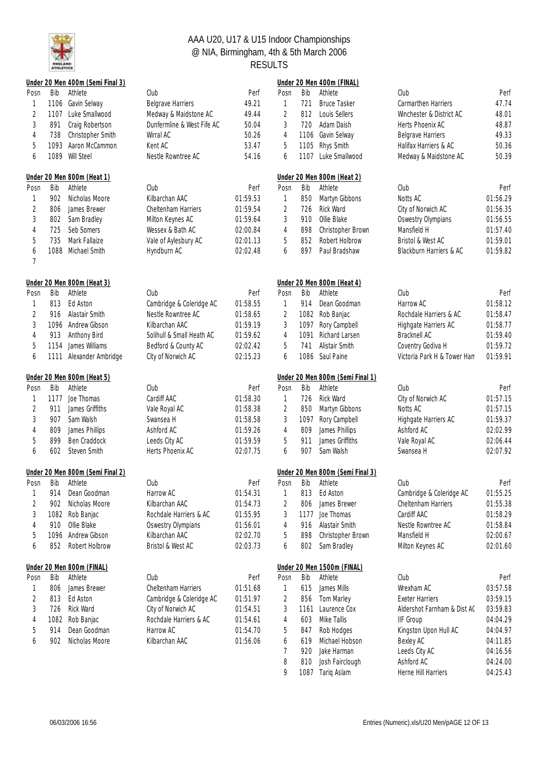# AAA U20, U17 & U15 Indoor Championships
## @ NIA, Birmingham, 4th & 5th March 2006
## RESULTS

### Under 20 Men 400m (Semi Final 3)

| Posn | Bib | Athlete | Club | Perf |
|---|---|---|---|---|
| 1 | 1106 | Gavin Selway | Belgrave Harriers | 49.21 |
| 2 | 1107 | Luke Smallwood | Medway & Maidstone AC | 49.44 |
| 3 | 891 | Craig Robertson | Dunfermline & West Fife AC | 50.04 |
| 4 | 738 | Christopher Smith | Wirral AC | 50.26 |
| 5 | 1093 | Aaron McCammon | Kent AC | 53.47 |
| 6 | 1089 | Will Steel | Nestle Rowntree AC | 54.16 |

### Under 20 Men 400m (FINAL)

| Posn | Bib | Athlete | Club | Perf |
|---|---|---|---|---|
| 1 | 721 | Bruce Tasker | Carmarthen Harriers | 47.74 |
| 2 | 812 | Louis Sellers | Winchester & District AC | 48.01 |
| 3 | 720 | Adam Daish | Herts Phoenix AC | 48.87 |
| 4 | 1106 | Gavin Selway | Belgrave Harriers | 49.33 |
| 5 | 1105 | Rhys Smith | Halifax Harriers & AC | 50.36 |
| 6 | 1107 | Luke Smallwood | Medway & Maidstone AC | 50.39 |

### Under 20 Men 800m (Heat 1)

| Posn | Bib | Athlete | Club | Perf |
|---|---|---|---|---|
| 1 | 902 | Nicholas Moore | Kilbarchan AAC | 01:59.53 |
| 2 | 806 | James Brewer | Cheltenham Harriers | 01:59.54 |
| 3 | 802 | Sam Bradley | Milton Keynes AC | 01:59.64 |
| 4 | 725 | Seb Somers | Wessex & Bath AC | 02:00.84 |
| 5 | 735 | Mark Fallaize | Vale of Aylesbury AC | 02:01.13 |
| 6 | 1088 | Michael Smith | Hyndburn AC | 02:02.48 |
| 7 | | | | |

### Under 20 Men 800m (Heat 2)

| Posn | Bib | Athlete | Club | Perf |
|---|---|---|---|---|
| 1 | 850 | Martyn Gibbons | Notts AC | 01:56.29 |
| 2 | 726 | Rick Ward | City of Norwich AC | 01:56.35 |
| 3 | 910 | Ollie Blake | Oswestry Olympians | 01:56.55 |
| 4 | 898 | Christopher Brown | Mansfield H | 01:57.40 |
| 5 | 852 | Robert Holbrow | Bristol & West AC | 01:59.01 |
| 6 | 897 | Paul Bradshaw | Blackburn Harriers & AC | 01:59.82 |

### Under 20 Men 800m (Heat 3)

| Posn | Bib | Athlete | Club | Perf |
|---|---|---|---|---|
| 1 | 813 | Ed Aston | Cambridge & Coleridge AC | 01:58.55 |
| 2 | 916 | Alastair Smith | Nestle Rowntree AC | 01:58.65 |
| 3 | 1096 | Andrew Gibson | Kilbarchan AAC | 01:59.19 |
| 4 | 913 | Anthony Bird | Solihull & Small Heath AC | 01:59.62 |
| 5 | 1154 | James Williams | Bedford & County AC | 02:02.42 |
| 6 | 1111 | Alexander Ambridge | City of Norwich AC | 02:15.23 |

### Under 20 Men 800m (Heat 4)

| Posn | Bib | Athlete | Club | Perf |
|---|---|---|---|---|
| 1 | 914 | Dean Goodman | Harrow AC | 01:58.12 |
| 2 | 1082 | Rob Banjac | Rochdale Harriers & AC | 01:58.47 |
| 3 | 1097 | Rory Campbell | Highgate Harriers AC | 01:58.77 |
| 4 | 1091 | Richard Larsen | Bracknell AC | 01:59.40 |
| 5 | 741 | Alistair Smith | Coventry Godiva H | 01:59.72 |
| 6 | 1086 | Saul Paine | Victoria Park H & Tower Han | 01:59.91 |

### Under 20 Men 800m (Heat 5)

| Posn | Bib | Athlete | Club | Perf |
|---|---|---|---|---|
| 1 | 1177 | Joe Thomas | Cardiff AAC | 01:58.30 |
| 2 | 911 | James Griffiths | Vale Royal AC | 01:58.38 |
| 3 | 907 | Sam Walsh | Swansea H | 01:58.58 |
| 4 | 809 | James Phillips | Ashford AC | 01:59.26 |
| 5 | 899 | Ben Craddock | Leeds City AC | 01:59.59 |
| 6 | 602 | Steven Smith | Herts Phoenix AC | 02:07.75 |

### Under 20 Men 800m (Semi Final 1)

| Posn | Bib | Athlete | Club | Perf |
|---|---|---|---|---|
| 1 | 726 | Rick Ward | City of Norwich AC | 01:57.15 |
| 2 | 850 | Martyn Gibbons | Notts AC | 01:57.15 |
| 3 | 1097 | Rory Campbell | Highgate Harriers AC | 01:59.37 |
| 4 | 809 | James Phillips | Ashford AC | 02:02.99 |
| 5 | 911 | James Griffiths | Vale Royal AC | 02:06.44 |
| 6 | 907 | Sam Walsh | Swansea H | 02:07.92 |

### Under 20 Men 800m (Semi Final 2)

| Posn | Bib | Athlete | Club | Perf |
|---|---|---|---|---|
| 1 | 914 | Dean Goodman | Harrow AC | 01:54.31 |
| 2 | 902 | Nicholas Moore | Kilbarchan AAC | 01:54.73 |
| 3 | 1082 | Rob Banjac | Rochdale Harriers & AC | 01:55.95 |
| 4 | 910 | Ollie Blake | Oswestry Olympians | 01:56.01 |
| 5 | 1096 | Andrew Gibson | Kilbarchan AAC | 02:02.70 |
| 6 | 852 | Robert Holbrow | Bristol & West AC | 02:03.73 |

### Under 20 Men 800m (Semi Final 3)

| Posn | Bib | Athlete | Club | Perf |
|---|---|---|---|---|
| 1 | 813 | Ed Aston | Cambridge & Coleridge AC | 01:55.25 |
| 2 | 806 | James Brewer | Cheltenham Harriers | 01:55.38 |
| 3 | 1177 | Joe Thomas | Cardiff AAC | 01:58.29 |
| 4 | 916 | Alastair Smith | Nestle Rowntree AC | 01:58.84 |
| 5 | 898 | Christopher Brown | Mansfield H | 02:00.67 |
| 6 | 802 | Sam Bradley | Milton Keynes AC | 02:01.60 |

### Under 20 Men 800m (FINAL)

| Posn | Bib | Athlete | Club | Perf |
|---|---|---|---|---|
| 1 | 806 | James Brewer | Cheltenham Harriers | 01:51.68 |
| 2 | 813 | Ed Aston | Cambridge & Coleridge AC | 01:51.97 |
| 3 | 726 | Rick Ward | City of Norwich AC | 01:54.51 |
| 4 | 1082 | Rob Banjac | Rochdale Harriers & AC | 01:54.61 |
| 5 | 914 | Dean Goodman | Harrow AC | 01:54.70 |
| 6 | 902 | Nicholas Moore | Kilbarchan AAC | 01:56.06 |

### Under 20 Men 1500m (FINAL)

| Posn | Bib | Athlete | Club | Perf |
|---|---|---|---|---|
| 1 | 615 | James Mills | Wrexham AC | 03:57.58 |
| 2 | 856 | Tom Marley | Exeter Harriers | 03:59.15 |
| 3 | 1161 | Laurence Cox | Aldershot Farnham & Dist AC | 03:59.83 |
| 4 | 603 | Mike Tallis | IIF Group | 04:04.29 |
| 5 | 847 | Rob Hodges | Kingston Upon Hull AC | 04:04.97 |
| 6 | 619 | Michael Hobson | Bexley AC | 04:11.85 |
| 7 | 920 | Jake Harman | Leeds City AC | 04:16.56 |
| 8 | 810 | Josh Fairclough | Ashford AC | 04:24.00 |
| 9 | 1087 | Tariq Aslam | Herne Hill Harriers | 04:25.43 |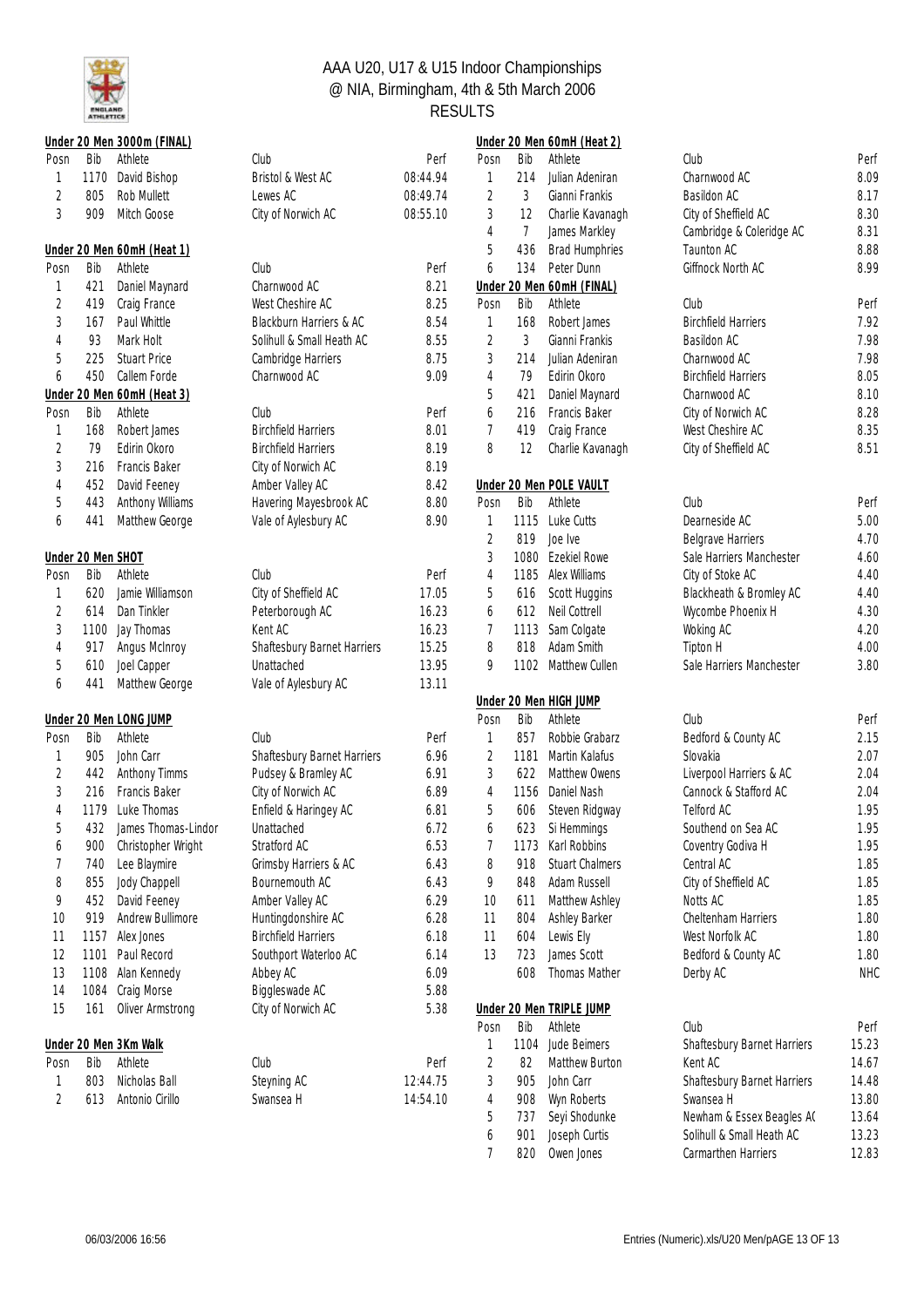# AAA U20, U17 & U15 Indoor Championships
## @ NIA, Birmingham, 4th & 5th March 2006
## RESULTS

### Under 20 Men 3000m (FINAL)

| Posn | Bib | Athlete | Club | Perf |
|---|---|---|---|---|
| 1 | 1170 | David Bishop | Bristol & West AC | 08:44.94 |
| 2 | 805 | Rob Mullett | Lewes AC | 08:49.74 |
| 3 | 909 | Mitch Goose | City of Norwich AC | 08:55.10 |

### Under 20 Men 60mH (Heat 1)

| Posn | Bib | Athlete | Club | Perf |
|---|---|---|---|---|
| 1 | 421 | Daniel Maynard | Charnwood AC | 8.21 |
| 2 | 419 | Craig France | West Cheshire AC | 8.25 |
| 3 | 167 | Paul Whittle | Blackburn Harriers & AC | 8.54 |
| 4 | 93 | Mark Holt | Solihull & Small Heath AC | 8.55 |
| 5 | 225 | Stuart Price | Cambridge Harriers | 8.75 |
| 6 | 450 | Callem Forde | Charnwood AC | 9.09 |

### Under 20 Men 60mH (Heat 3)

| Posn | Bib | Athlete | Club | Perf |
|---|---|---|---|---|
| 1 | 168 | Robert James | Birchfield Harriers | 8.01 |
| 2 | 79 | Edirin Okoro | Birchfield Harriers | 8.19 |
| 3 | 216 | Francis Baker | City of Norwich AC | 8.19 |
| 4 | 452 | David Feeney | Amber Valley AC | 8.42 |
| 5 | 443 | Anthony Williams | Havering Mayesbrook AC | 8.80 |
| 6 | 441 | Matthew George | Vale of Aylesbury AC | 8.90 |

### Under 20 Men SHOT

| Posn | Bib | Athlete | Club | Perf |
|---|---|---|---|---|
| 1 | 620 | Jamie Williamson | City of Sheffield AC | 17.05 |
| 2 | 614 | Dan Tinkler | Peterborough AC | 16.23 |
| 3 | 1100 | Jay Thomas | Kent AC | 16.23 |
| 4 | 917 | Angus McInroy | Shaftesbury Barnet Harriers | 15.25 |
| 5 | 610 | Joel Capper | Unattached | 13.95 |
| 6 | 441 | Matthew George | Vale of Aylesbury AC | 13.11 |

### Under 20 Men LONG JUMP

| Posn | Bib | Athlete | Club | Perf |
|---|---|---|---|---|
| 1 | 905 | John Carr | Shaftesbury Barnet Harriers | 6.96 |
| 2 | 442 | Anthony Timms | Pudsey & Bramley AC | 6.91 |
| 3 | 216 | Francis Baker | City of Norwich AC | 6.89 |
| 4 | 1179 | Luke Thomas | Enfield & Haringey AC | 6.81 |
| 5 | 432 | James Thomas-Lindor | Unattached | 6.72 |
| 6 | 900 | Christopher Wright | Stratford AC | 6.53 |
| 7 | 740 | Lee Blaymire | Grimsby Harriers & AC | 6.43 |
| 8 | 855 | Jody Chappell | Bournemouth AC | 6.43 |
| 9 | 452 | David Feeney | Amber Valley AC | 6.29 |
| 10 | 919 | Andrew Bullimore | Huntingdonshire AC | 6.28 |
| 11 | 1157 | Alex Jones | Birchfield Harriers | 6.18 |
| 12 | 1101 | Paul Record | Southport Waterloo AC | 6.14 |
| 13 | 1108 | Alan Kennedy | Abbey AC | 6.09 |
| 14 | 1084 | Craig Morse | Biggleswade AC | 5.88 |
| 15 | 161 | Oliver Armstrong | City of Norwich AC | 5.38 |

### Under 20 Men 3Km Walk

| Posn | Bib | Athlete | Club | Perf |
|---|---|---|---|---|
| 1 | 803 | Nicholas Ball | Steyning AC | 12:44.75 |
| 2 | 613 | Antonio Cirillo | Swansea H | 14:54.10 |

### Under 20 Men 60mH (Heat 2)

| Posn | Bib | Athlete | Club | Perf |
|---|---|---|---|---|
| 1 | 214 | Julian Adeniran | Charnwood AC | 8.09 |
| 2 | 3 | Gianni Frankis | Basildon AC | 8.17 |
| 3 | 12 | Charlie Kavanagh | City of Sheffield AC | 8.30 |
| 4 | 7 | James Markley | Cambridge & Coleridge AC | 8.31 |
| 5 | 436 | Brad Humphries | Taunton AC | 8.88 |
| 6 | 134 | Peter Dunn | Giffnock North AC | 8.99 |

### Under 20 Men 60mH (FINAL)

| Posn | Bib | Athlete | Club | Perf |
|---|---|---|---|---|
| 1 | 168 | Robert James | Birchfield Harriers | 7.92 |
| 2 | 3 | Gianni Frankis | Basildon AC | 7.98 |
| 3 | 214 | Julian Adeniran | Charnwood AC | 7.98 |
| 4 | 79 | Edirin Okoro | Birchfield Harriers | 8.05 |
| 5 | 421 | Daniel Maynard | Charnwood AC | 8.10 |
| 6 | 216 | Francis Baker | City of Norwich AC | 8.28 |
| 7 | 419 | Craig France | West Cheshire AC | 8.35 |
| 8 | 12 | Charlie Kavanagh | City of Sheffield AC | 8.51 |

### Under 20 Men POLE VAULT

| Posn | Bib | Athlete | Club | Perf |
|---|---|---|---|---|
| 1 | 1115 | Luke Cutts | Dearneside AC | 5.00 |
| 2 | 819 | Joe Ive | Belgrave Harriers | 4.70 |
| 3 | 1080 | Ezekiel Rowe | Sale Harriers Manchester | 4.60 |
| 4 | 1185 | Alex Williams | City of Stoke AC | 4.40 |
| 5 | 616 | Scott Huggins | Blackheath & Bromley AC | 4.40 |
| 6 | 612 | Neil Cottrell | Wycombe Phoenix H | 4.30 |
| 7 | 1113 | Sam Colgate | Woking AC | 4.20 |
| 8 | 818 | Adam Smith | Tipton H | 4.00 |
| 9 | 1102 | Matthew Cullen | Sale Harriers Manchester | 3.80 |

### Under 20 Men HIGH JUMP

| Posn | Bib | Athlete | Club | Perf |
|---|---|---|---|---|
| 1 | 857 | Robbie Grabarz | Bedford & County AC | 2.15 |
| 2 | 1181 | Martin Kalafus | Slovakia | 2.07 |
| 3 | 622 | Matthew Owens | Liverpool Harriers & AC | 2.04 |
| 4 | 1156 | Daniel Nash | Cannock & Stafford AC | 2.04 |
| 5 | 606 | Steven Ridgway | Telford AC | 1.95 |
| 6 | 623 | Si Hemmings | Southend on Sea AC | 1.95 |
| 7 | 1173 | Karl Robbins | Coventry Godiva H | 1.95 |
| 8 | 918 | Stuart Chalmers | Central AC | 1.85 |
| 9 | 848 | Adam Russell | City of Sheffield AC | 1.85 |
| 10 | 611 | Matthew Ashley | Notts AC | 1.85 |
| 11 | 804 | Ashley Barker | Cheltenham Harriers | 1.80 |
| 11 | 604 | Lewis Ely | West Norfolk AC | 1.80 |
| 13 | 723 | James Scott | Bedford & County AC | 1.80 |
| | 608 | Thomas Mather | Derby AC | NHC |

### Under 20 Men TRIPLE JUMP

| Posn | Bib | Athlete | Club | Perf |
|---|---|---|---|---|
| 1 | 1104 | Jude Beimers | Shaftesbury Barnet Harriers | 15.23 |
| 2 | 82 | Matthew Burton | Kent AC | 14.67 |
| 3 | 905 | John Carr | Shaftesbury Barnet Harriers | 14.48 |
| 4 | 908 | Wyn Roberts | Swansea H | 13.80 |
| 5 | 737 | Seyi Shodunke | Newham & Essex Beagles AC | 13.64 |
| 6 | 901 | Joseph Curtis | Solihull & Small Heath AC | 13.23 |
| 7 | 820 | Owen Jones | Carmarthen Harriers | 12.83 |

06/03/2006 16:56 — Entries (Numeric).xls/U20 Men